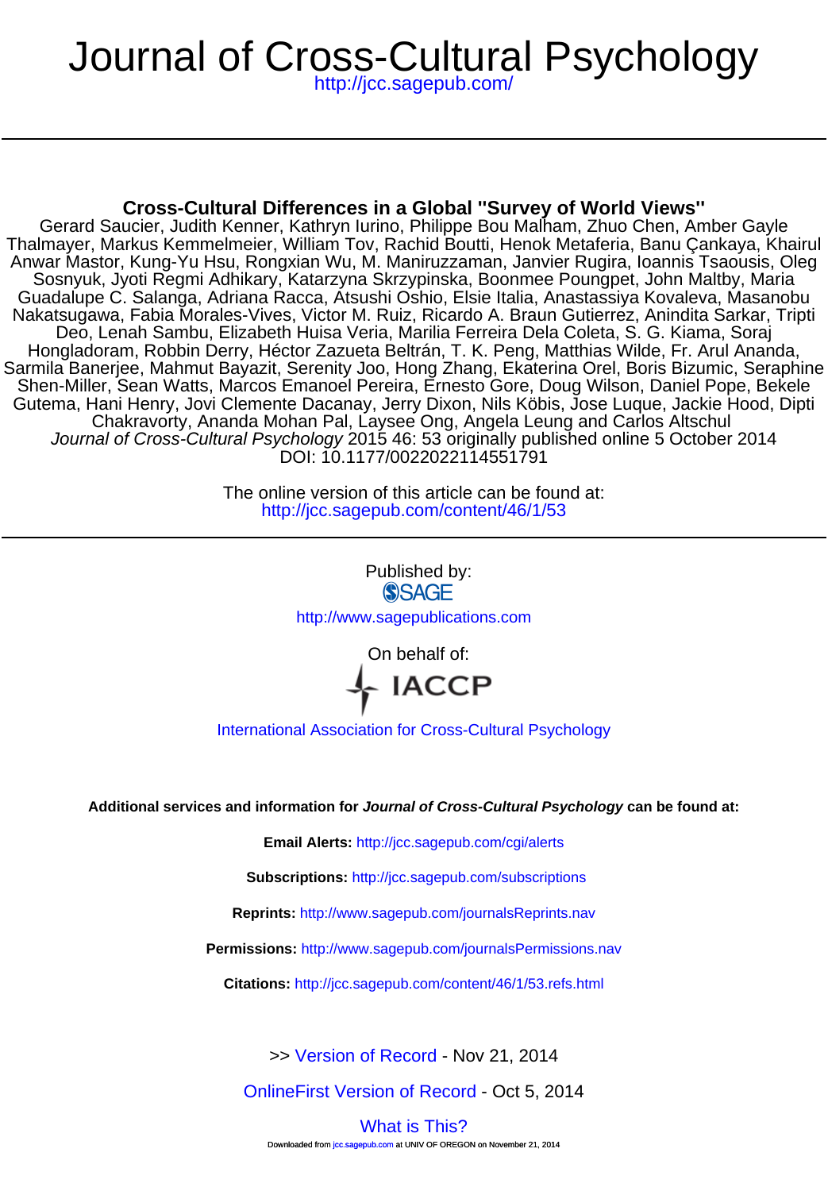# Journal of Cross-Cultural Psychology

http://jcc.sagepub.com/

## Cross-Cultural Differences in a Global "Survey of World Views"

Gerard Saucier, Judith Kenner, Kathryn Iurino, Philippe Bou Malham, Zhuo Chen, Amber Gayle Thalmayer, Markus Kemmelmeier, William Tov, Rachid Boutti, Henok Metaferia, Banu Çankaya, Khairul Anwar Mastor, Kung-Yu Hsu, Rongxian Wu, M. Maniruzzaman, Janvier Rugira, Ioannis Tsaousis, Oleg Sosnyuk, Jyoti Regmi Adhikary, Katarzyna Skrzypinska, Boonmee Poungpet, John Maltby, Maria Guadalupe C. Salanga, Adriana Racca, Atsushi Oshio, Elsie Italia, Anastassiya Kovaleva, Masanobu Nakatsugawa, Fabia Morales-Vives, Victor M. Ruiz, Ricardo A. Braun Gutierrez, Anindita Sarkar, Tripti Deo, Lenah Sambu, Elizabeth Huisa Veria, Marilia Ferreira Dela Coleta, S. G. Kiama, Soraj Hongladoram, Robbin Derry, Héctor Zazueta Beltrán, T. K. Peng, Matthias Wilde, Fr. Arul Ananda, Sarmila Banerjee, Mahmut Bayazit, Serenity Joo, Hong Zhang, Ekaterina Orel, Boris Bizumic, Seraphine Shen-Miller, Sean Watts, Marcos Emanoel Pereira, Ernesto Gore, Doug Wilson, Daniel Pope, Bekele Gutema, Hani Henry, Jovi Clemente Dacanay, Jerry Dixon, Nils Köbis, Jose Luque, Jackie Hood, Dipti Chakravorty, Ananda Mohan Pal, Laysee Ong, Angela Leung and Carlos Altschul

*Journal of Cross-Cultural Psychology* 2015 46: 53 originally published online 5 October 2014

DOI: 10.1177/0022022114551791

The online version of this article can be found at:
http://jcc.sagepub.com/content/46/1/53

Published by:
SAGE
http://www.sagepublications.com

On behalf of:
IACCP
International Association for Cross-Cultural Psychology

**Additional services and information for *Journal of Cross-Cultural Psychology* can be found at:**

**Email Alerts:** http://jcc.sagepub.com/cgi/alerts

**Subscriptions:** http://jcc.sagepub.com/subscriptions

**Reprints:** http://www.sagepub.com/journalsReprints.nav

**Permissions:** http://www.sagepub.com/journalsPermissions.nav

**Citations:** http://jcc.sagepub.com/content/46/1/53.refs.html

>> Version of Record - Nov 21, 2014

OnlineFirst Version of Record - Oct 5, 2014

What is This?

Downloaded from jcc.sagepub.com at UNIV OF OREGON on November 21, 2014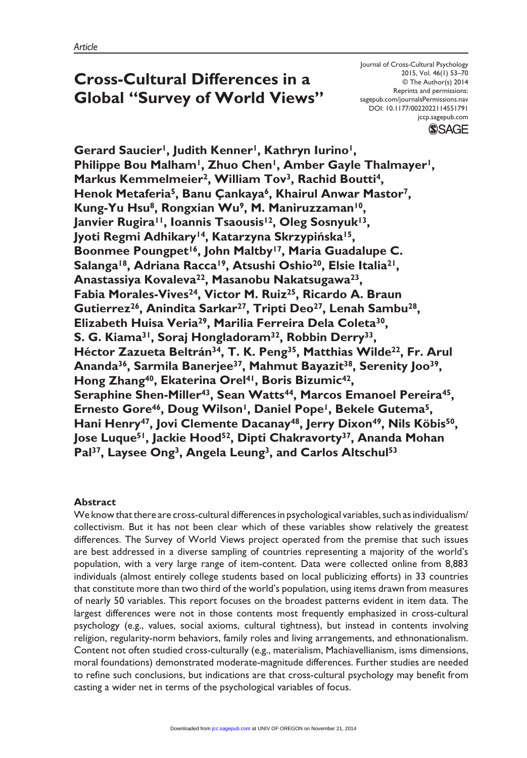# Cross-Cultural Differences in a Global "Survey of World Views"

Gerard Saucier[1], Judith Kenner[1], Kathryn Iurino[1], Philippe Bou Malham[1], Zhuo Chen[1], Amber Gayle Thalmayer[1], Markus Kemmelmeier[2], William Tov[3], Rachid Boutti[4], Henok Metaferia[5], Banu Çankaya[6], Khairul Anwar Mastor[7], Kung-Yu Hsu[8], Rongxian Wu[9], M. Maniruzzaman[10], Janvier Rugira[11], Ioannis Tsaousis[12], Oleg Sosnyuk[13], Jyoti Regmi Adhikary[14], Katarzyna Skrzypińska[15], Boonmee Poungpet[16], John Maltby[17], Maria Guadalupe C. Salanga[18], Adriana Racca[19], Atsushi Oshio[20], Elsie Italia[21], Anastassiya Kovaleva[22], Masanobu Nakatsugawa[23], Fabia Morales-Vives[24], Victor M. Ruiz[25], Ricardo A. Braun Gutierrez[26], Anindita Sarkar[27], Tripti Deo[27], Lenah Sambu[28], Elizabeth Huisa Veria[29], Marilia Ferreira Dela Coleta[30], S. G. Kiama[31], Soraj Hongladoram[32], Robbin Derry[33], Héctor Zazueta Beltrán[34], T. K. Peng[35], Matthias Wilde[22], Fr. Arul Ananda[36], Sarmila Banerjee[37], Mahmut Bayazit[38], Serenity Joo[39], Hong Zhang[40], Ekaterina Orel[41], Boris Bizumic[42], Seraphine Shen-Miller[43], Sean Watts[44], Marcos Emanoel Pereira[45], Ernesto Gore[46], Doug Wilson[1], Daniel Pope[1], Bekele Gutema[5], Hani Henry[47], Jovi Clemente Dacanay[48], Jerry Dixon[49], Nils Köbis[50], Jose Luque[51], Jackie Hood[52], Dipti Chakravorty[37], Ananda Mohan Pal[37], Laysee Ong[3], Angela Leung[3], and Carlos Altschul[53]

## Abstract

We know that there are cross-cultural differences in psychological variables, such as individualism/collectivism. But it has not been clear which of these variables show relatively the greatest differences. The Survey of World Views project operated from the premise that such issues are best addressed in a diverse sampling of countries representing a majority of the world's population, with a very large range of item-content. Data were collected online from 8,883 individuals (almost entirely college students based on local publicizing efforts) in 33 countries that constitute more than two third of the world's population, using items drawn from measures of nearly 50 variables. This report focuses on the broadest patterns evident in item data. The largest differences were not in those contents most frequently emphasized in cross-cultural psychology (e.g., values, social axioms, cultural tightness), but instead in contents involving religion, regularity-norm behaviors, family roles and living arrangements, and ethnonationalism. Content not often studied cross-culturally (e.g., materialism, Machiavellianism, isms dimensions, moral foundations) demonstrated moderate-magnitude differences. Further studies are needed to refine such conclusions, but indications are that cross-cultural psychology may benefit from casting a wider net in terms of the psychological variables of focus.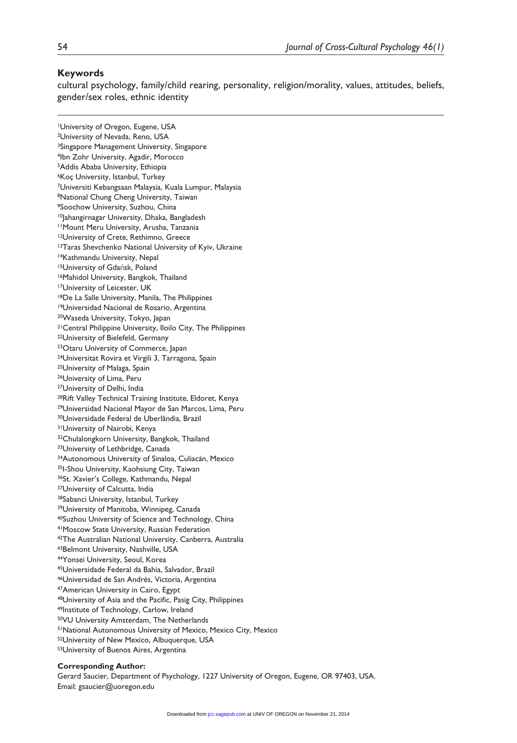## Keywords

cultural psychology, family/child rearing, personality, religion/morality, values, attitudes, beliefs, gender/sex roles, ethnic identity

[1]University of Oregon, Eugene, USA
[2]University of Nevada, Reno, USA
[3]Singapore Management University, Singapore
[4]Ibn Zohr University, Agadir, Morocco
[5]Addis Ababa University, Ethiopia
[6]Koç University, Istanbul, Turkey
[7]Universiti Kebangsaan Malaysia, Kuala Lumpur, Malaysia
[8]National Chung Cheng University, Taiwan
[9]Soochow University, Suzhou, China
[10]Jahangirnagar University, Dhaka, Bangladesh
[11]Mount Meru University, Arusha, Tanzania
[12]University of Crete, Rethimno, Greece
[13]Taras Shevchenko National University of Kyiv, Ukraine
[14]Kathmandu University, Nepal
[15]University of Gdańsk, Poland
[16]Mahidol University, Bangkok, Thailand
[17]University of Leicester, UK
[18]De La Salle University, Manila, The Philippines
[19]Universidad Nacional de Rosario, Argentina
[20]Waseda University, Tokyo, Japan
[21]Central Philippine University, Iloilo City, The Philippines
[22]University of Bielefeld, Germany
[23]Otaru University of Commerce, Japan
[24]Universitat Rovira et Virgili 3, Tarragona, Spain
[25]University of Malaga, Spain
[26]University of Lima, Peru
[27]University of Delhi, India
[28]Rift Valley Technical Training Institute, Eldoret, Kenya
[29]Universidad Nacional Mayor de San Marcos, Lima, Peru
[30]Universidade Federal de Uberlândia, Brazil
[31]University of Nairobi, Kenya
[32]Chulalongkorn University, Bangkok, Thailand
[33]University of Lethbridge, Canada
[34]Autonomous University of Sinaloa, Culiacán, Mexico
[35]I-Shou University, Kaohsiung City, Taiwan
[36]St. Xavier's College, Kathmandu, Nepal
[37]University of Calcutta, India
[38]Sabanci University, Istanbul, Turkey
[39]University of Manitoba, Winnipeg, Canada
[40]Suzhou University of Science and Technology, China
[41]Moscow State University, Russian Federation
[42]The Australian National University, Canberra, Australia
[43]Belmont University, Nashville, USA
[44]Yonsei University, Seoul, Korea
[45]Universidade Federal da Bahia, Salvador, Brazil
[46]Universidad de San Andrés, Victoria, Argentina
[47]American University in Cairo, Egypt
[48]University of Asia and the Pacific, Pasig City, Philippines
[49]Institute of Technology, Carlow, Ireland
[50]VU University Amsterdam, The Netherlands
[51]National Autonomous University of Mexico, Mexico City, Mexico
[52]University of New Mexico, Albuquerque, USA
[53]University of Buenos Aires, Argentina

**Corresponding Author:**
Gerard Saucier, Department of Psychology, 1227 University of Oregon, Eugene, OR 97403, USA.
Email: gsaucier@uoregon.edu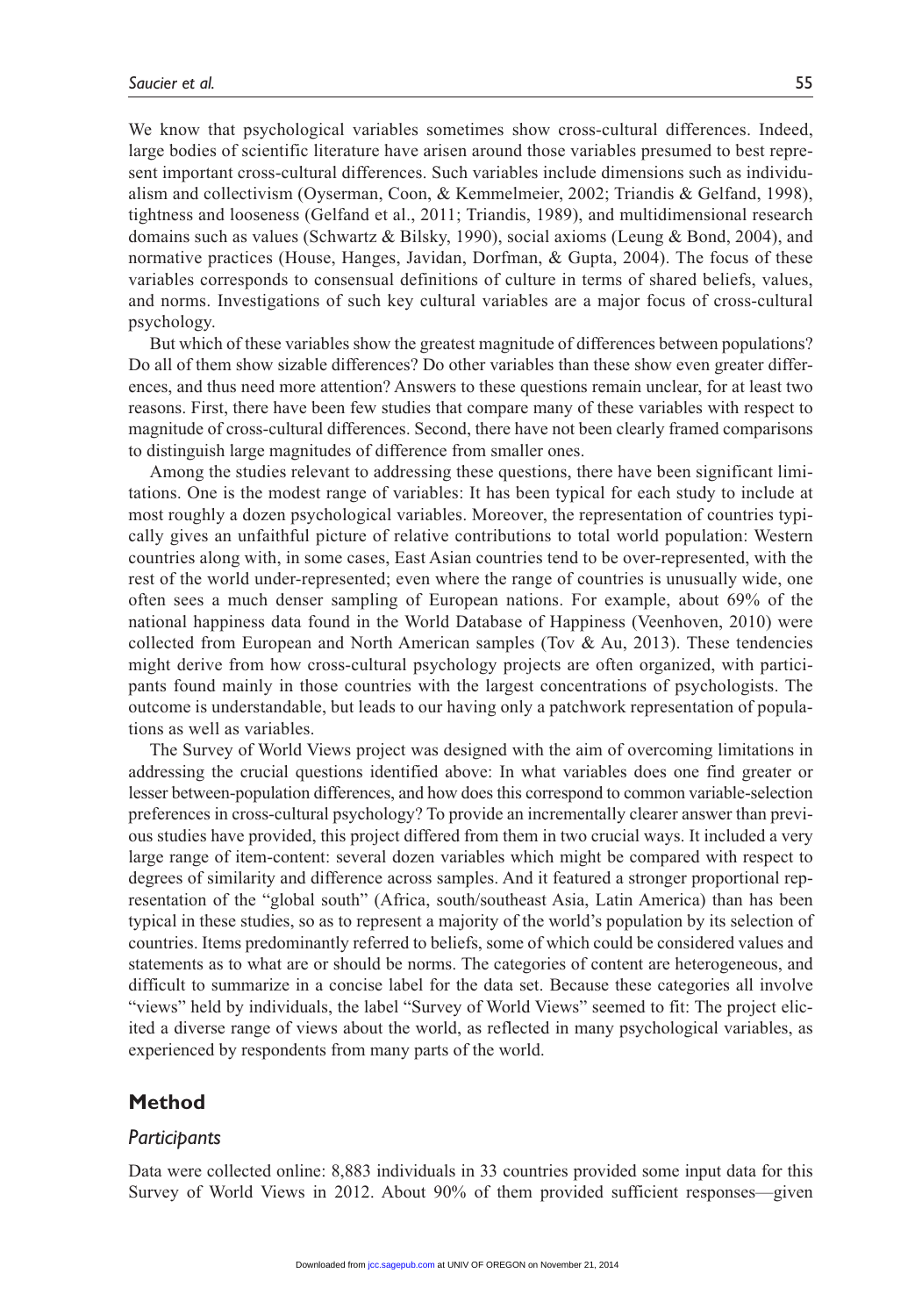We know that psychological variables sometimes show cross-cultural differences. Indeed, large bodies of scientific literature have arisen around those variables presumed to best represent important cross-cultural differences. Such variables include dimensions such as individualism and collectivism (Oyserman, Coon, & Kemmelmeier, 2002; Triandis & Gelfand, 1998), tightness and looseness (Gelfand et al., 2011; Triandis, 1989), and multidimensional research domains such as values (Schwartz & Bilsky, 1990), social axioms (Leung & Bond, 2004), and normative practices (House, Hanges, Javidan, Dorfman, & Gupta, 2004). The focus of these variables corresponds to consensual definitions of culture in terms of shared beliefs, values, and norms. Investigations of such key cultural variables are a major focus of cross-cultural psychology.

But which of these variables show the greatest magnitude of differences between populations? Do all of them show sizable differences? Do other variables than these show even greater differences, and thus need more attention? Answers to these questions remain unclear, for at least two reasons. First, there have been few studies that compare many of these variables with respect to magnitude of cross-cultural differences. Second, there have not been clearly framed comparisons to distinguish large magnitudes of difference from smaller ones.

Among the studies relevant to addressing these questions, there have been significant limitations. One is the modest range of variables: It has been typical for each study to include at most roughly a dozen psychological variables. Moreover, the representation of countries typically gives an unfaithful picture of relative contributions to total world population: Western countries along with, in some cases, East Asian countries tend to be over-represented, with the rest of the world under-represented; even where the range of countries is unusually wide, one often sees a much denser sampling of European nations. For example, about 69% of the national happiness data found in the World Database of Happiness (Veenhoven, 2010) were collected from European and North American samples (Tov & Au, 2013). These tendencies might derive from how cross-cultural psychology projects are often organized, with participants found mainly in those countries with the largest concentrations of psychologists. The outcome is understandable, but leads to our having only a patchwork representation of populations as well as variables.

The Survey of World Views project was designed with the aim of overcoming limitations in addressing the crucial questions identified above: In what variables does one find greater or lesser between-population differences, and how does this correspond to common variable-selection preferences in cross-cultural psychology? To provide an incrementally clearer answer than previous studies have provided, this project differed from them in two crucial ways. It included a very large range of item-content: several dozen variables which might be compared with respect to degrees of similarity and difference across samples. And it featured a stronger proportional representation of the "global south" (Africa, south/southeast Asia, Latin America) than has been typical in these studies, so as to represent a majority of the world's population by its selection of countries. Items predominantly referred to beliefs, some of which could be considered values and statements as to what are or should be norms. The categories of content are heterogeneous, and difficult to summarize in a concise label for the data set. Because these categories all involve "views" held by individuals, the label "Survey of World Views" seemed to fit: The project elicited a diverse range of views about the world, as reflected in many psychological variables, as experienced by respondents from many parts of the world.

## Method

### *Participants*

Data were collected online: 8,883 individuals in 33 countries provided some input data for this Survey of World Views in 2012. About 90% of them provided sufficient responses—given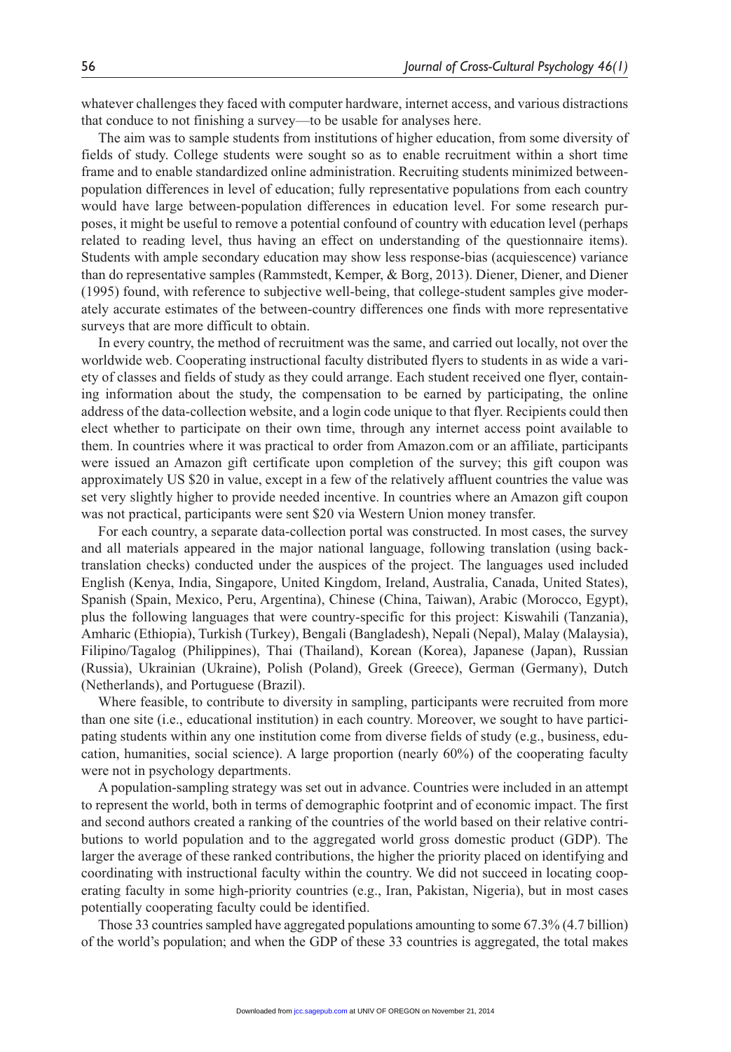whatever challenges they faced with computer hardware, internet access, and various distractions that conduce to not finishing a survey—to be usable for analyses here.

The aim was to sample students from institutions of higher education, from some diversity of fields of study. College students were sought so as to enable recruitment within a short time frame and to enable standardized online administration. Recruiting students minimized between-population differences in level of education; fully representative populations from each country would have large between-population differences in education level. For some research purposes, it might be useful to remove a potential confound of country with education level (perhaps related to reading level, thus having an effect on understanding of the questionnaire items). Students with ample secondary education may show less response-bias (acquiescence) variance than do representative samples (Rammstedt, Kemper, & Borg, 2013). Diener, Diener, and Diener (1995) found, with reference to subjective well-being, that college-student samples give moderately accurate estimates of the between-country differences one finds with more representative surveys that are more difficult to obtain.

In every country, the method of recruitment was the same, and carried out locally, not over the worldwide web. Cooperating instructional faculty distributed flyers to students in as wide a variety of classes and fields of study as they could arrange. Each student received one flyer, containing information about the study, the compensation to be earned by participating, the online address of the data-collection website, and a login code unique to that flyer. Recipients could then elect whether to participate on their own time, through any internet access point available to them. In countries where it was practical to order from Amazon.com or an affiliate, participants were issued an Amazon gift certificate upon completion of the survey; this gift coupon was approximately US $20 in value, except in a few of the relatively affluent countries the value was set very slightly higher to provide needed incentive. In countries where an Amazon gift coupon was not practical, participants were sent $20 via Western Union money transfer.

For each country, a separate data-collection portal was constructed. In most cases, the survey and all materials appeared in the major national language, following translation (using back-translation checks) conducted under the auspices of the project. The languages used included English (Kenya, India, Singapore, United Kingdom, Ireland, Australia, Canada, United States), Spanish (Spain, Mexico, Peru, Argentina), Chinese (China, Taiwan), Arabic (Morocco, Egypt), plus the following languages that were country-specific for this project: Kiswahili (Tanzania), Amharic (Ethiopia), Turkish (Turkey), Bengali (Bangladesh), Nepali (Nepal), Malay (Malaysia), Filipino/Tagalog (Philippines), Thai (Thailand), Korean (Korea), Japanese (Japan), Russian (Russia), Ukrainian (Ukraine), Polish (Poland), Greek (Greece), German (Germany), Dutch (Netherlands), and Portuguese (Brazil).

Where feasible, to contribute to diversity in sampling, participants were recruited from more than one site (i.e., educational institution) in each country. Moreover, we sought to have participating students within any one institution come from diverse fields of study (e.g., business, education, humanities, social science). A large proportion (nearly 60%) of the cooperating faculty were not in psychology departments.

A population-sampling strategy was set out in advance. Countries were included in an attempt to represent the world, both in terms of demographic footprint and of economic impact. The first and second authors created a ranking of the countries of the world based on their relative contributions to world population and to the aggregated world gross domestic product (GDP). The larger the average of these ranked contributions, the higher the priority placed on identifying and coordinating with instructional faculty within the country. We did not succeed in locating cooperating faculty in some high-priority countries (e.g., Iran, Pakistan, Nigeria), but in most cases potentially cooperating faculty could be identified.

Those 33 countries sampled have aggregated populations amounting to some 67.3% (4.7 billion) of the world's population; and when the GDP of these 33 countries is aggregated, the total makes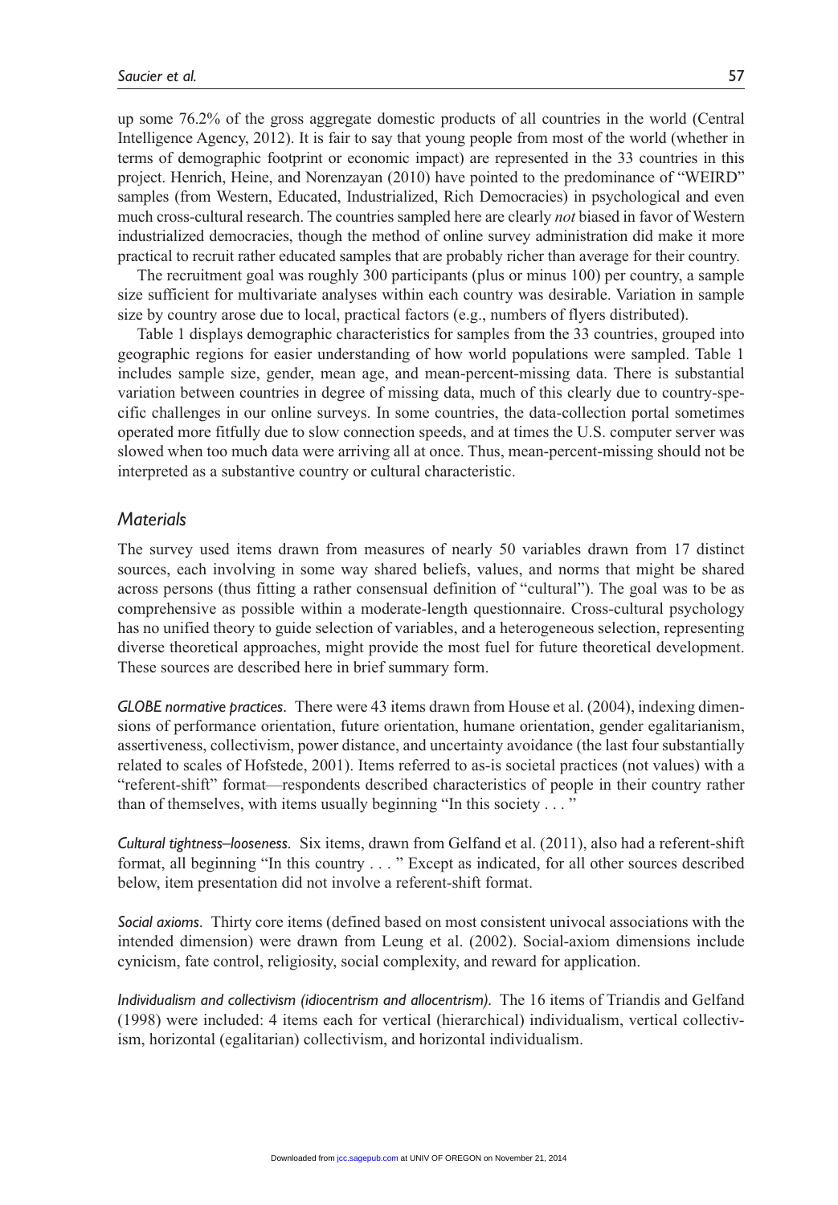up some 76.2% of the gross aggregate domestic products of all countries in the world (Central Intelligence Agency, 2012). It is fair to say that young people from most of the world (whether in terms of demographic footprint or economic impact) are represented in the 33 countries in this project. Henrich, Heine, and Norenzayan (2010) have pointed to the predominance of "WEIRD" samples (from Western, Educated, Industrialized, Rich Democracies) in psychological and even much cross-cultural research. The countries sampled here are clearly *not* biased in favor of Western industrialized democracies, though the method of online survey administration did make it more practical to recruit rather educated samples that are probably richer than average for their country.

The recruitment goal was roughly 300 participants (plus or minus 100) per country, a sample size sufficient for multivariate analyses within each country was desirable. Variation in sample size by country arose due to local, practical factors (e.g., numbers of flyers distributed).

Table 1 displays demographic characteristics for samples from the 33 countries, grouped into geographic regions for easier understanding of how world populations were sampled. Table 1 includes sample size, gender, mean age, and mean-percent-missing data. There is substantial variation between countries in degree of missing data, much of this clearly due to country-specific challenges in our online surveys. In some countries, the data-collection portal sometimes operated more fitfully due to slow connection speeds, and at times the U.S. computer server was slowed when too much data were arriving all at once. Thus, mean-percent-missing should not be interpreted as a substantive country or cultural characteristic.

## Materials

The survey used items drawn from measures of nearly 50 variables drawn from 17 distinct sources, each involving in some way shared beliefs, values, and norms that might be shared across persons (thus fitting a rather consensual definition of "cultural"). The goal was to be as comprehensive as possible within a moderate-length questionnaire. Cross-cultural psychology has no unified theory to guide selection of variables, and a heterogeneous selection, representing diverse theoretical approaches, might provide the most fuel for future theoretical development. These sources are described here in brief summary form.

*GLOBE normative practices.* There were 43 items drawn from House et al. (2004), indexing dimensions of performance orientation, future orientation, humane orientation, gender egalitarianism, assertiveness, collectivism, power distance, and uncertainty avoidance (the last four substantially related to scales of Hofstede, 2001). Items referred to as-is societal practices (not values) with a "referent-shift" format—respondents described characteristics of people in their country rather than of themselves, with items usually beginning "In this society . . . "

*Cultural tightness–looseness.* Six items, drawn from Gelfand et al. (2011), also had a referent-shift format, all beginning "In this country . . . " Except as indicated, for all other sources described below, item presentation did not involve a referent-shift format.

*Social axioms.* Thirty core items (defined based on most consistent univocal associations with the intended dimension) were drawn from Leung et al. (2002). Social-axiom dimensions include cynicism, fate control, religiosity, social complexity, and reward for application.

*Individualism and collectivism (idiocentrism and allocentrism).* The 16 items of Triandis and Gelfand (1998) were included: 4 items each for vertical (hierarchical) individualism, vertical collectivism, horizontal (egalitarian) collectivism, and horizontal individualism.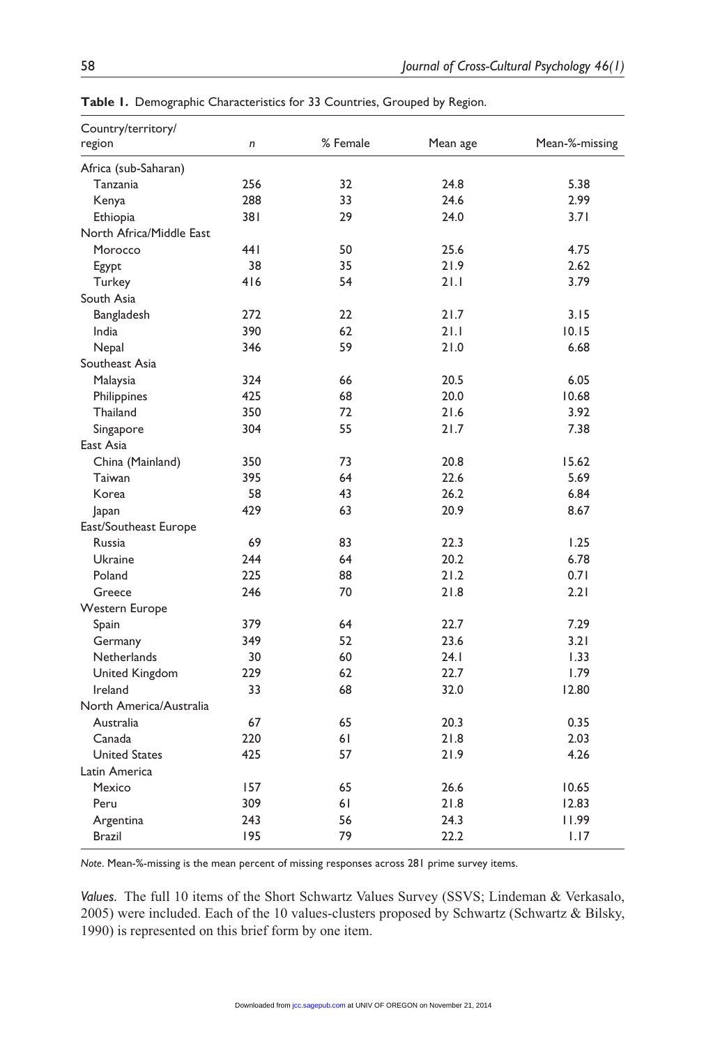**Table 1.** Demographic Characteristics for 33 Countries, Grouped by Region.

| Country/territory/region | *n* | % Female | Mean age | Mean-%-missing |
|---|---|---|---|---|
| Africa (sub-Saharan) | | | | |
| Tanzania | 256 | 32 | 24.8 | 5.38 |
| Kenya | 288 | 33 | 24.6 | 2.99 |
| Ethiopia | 381 | 29 | 24.0 | 3.71 |
| North Africa/Middle East | | | | |
| Morocco | 441 | 50 | 25.6 | 4.75 |
| Egypt | 38 | 35 | 21.9 | 2.62 |
| Turkey | 416 | 54 | 21.1 | 3.79 |
| South Asia | | | | |
| Bangladesh | 272 | 22 | 21.7 | 3.15 |
| India | 390 | 62 | 21.1 | 10.15 |
| Nepal | 346 | 59 | 21.0 | 6.68 |
| Southeast Asia | | | | |
| Malaysia | 324 | 66 | 20.5 | 6.05 |
| Philippines | 425 | 68 | 20.0 | 10.68 |
| Thailand | 350 | 72 | 21.6 | 3.92 |
| Singapore | 304 | 55 | 21.7 | 7.38 |
| East Asia | | | | |
| China (Mainland) | 350 | 73 | 20.8 | 15.62 |
| Taiwan | 395 | 64 | 22.6 | 5.69 |
| Korea | 58 | 43 | 26.2 | 6.84 |
| Japan | 429 | 63 | 20.9 | 8.67 |
| East/Southeast Europe | | | | |
| Russia | 69 | 83 | 22.3 | 1.25 |
| Ukraine | 244 | 64 | 20.2 | 6.78 |
| Poland | 225 | 88 | 21.2 | 0.71 |
| Greece | 246 | 70 | 21.8 | 2.21 |
| Western Europe | | | | |
| Spain | 379 | 64 | 22.7 | 7.29 |
| Germany | 349 | 52 | 23.6 | 3.21 |
| Netherlands | 30 | 60 | 24.1 | 1.33 |
| United Kingdom | 229 | 62 | 22.7 | 1.79 |
| Ireland | 33 | 68 | 32.0 | 12.80 |
| North America/Australia | | | | |
| Australia | 67 | 65 | 20.3 | 0.35 |
| Canada | 220 | 61 | 21.8 | 2.03 |
| United States | 425 | 57 | 21.9 | 4.26 |
| Latin America | | | | |
| Mexico | 157 | 65 | 26.6 | 10.65 |
| Peru | 309 | 61 | 21.8 | 12.83 |
| Argentina | 243 | 56 | 24.3 | 11.99 |
| Brazil | 195 | 79 | 22.2 | 1.17 |

*Note.* Mean-%-missing is the mean percent of missing responses across 281 prime survey items.

*Values.* The full 10 items of the Short Schwartz Values Survey (SSVS; Lindeman & Verkasalo, 2005) were included. Each of the 10 values-clusters proposed by Schwartz (Schwartz & Bilsky, 1990) is represented on this brief form by one item.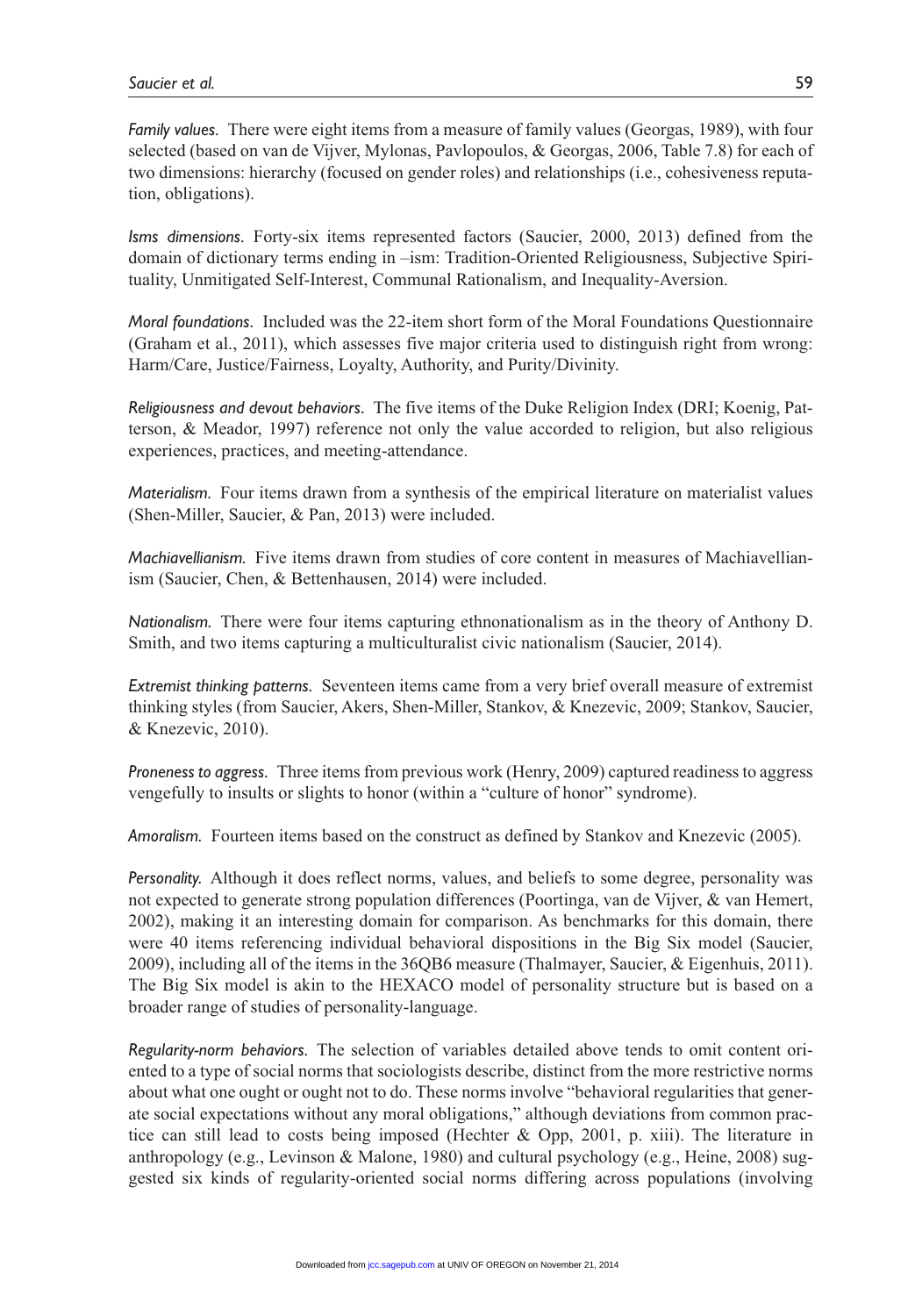*Family values.* There were eight items from a measure of family values (Georgas, 1989), with four selected (based on van de Vijver, Mylonas, Pavlopoulos, & Georgas, 2006, Table 7.8) for each of two dimensions: hierarchy (focused on gender roles) and relationships (i.e., cohesiveness reputation, obligations).

*Isms dimensions.* Forty-six items represented factors (Saucier, 2000, 2013) defined from the domain of dictionary terms ending in –ism: Tradition-Oriented Religiousness, Subjective Spirituality, Unmitigated Self-Interest, Communal Rationalism, and Inequality-Aversion.

*Moral foundations.* Included was the 22-item short form of the Moral Foundations Questionnaire (Graham et al., 2011), which assesses five major criteria used to distinguish right from wrong: Harm/Care, Justice/Fairness, Loyalty, Authority, and Purity/Divinity.

*Religiousness and devout behaviors.* The five items of the Duke Religion Index (DRI; Koenig, Patterson, & Meador, 1997) reference not only the value accorded to religion, but also religious experiences, practices, and meeting-attendance.

*Materialism.* Four items drawn from a synthesis of the empirical literature on materialist values (Shen-Miller, Saucier, & Pan, 2013) were included.

*Machiavellianism.* Five items drawn from studies of core content in measures of Machiavellianism (Saucier, Chen, & Bettenhausen, 2014) were included.

*Nationalism.* There were four items capturing ethnonationalism as in the theory of Anthony D. Smith, and two items capturing a multiculturalist civic nationalism (Saucier, 2014).

*Extremist thinking patterns.* Seventeen items came from a very brief overall measure of extremist thinking styles (from Saucier, Akers, Shen-Miller, Stankov, & Knezevic, 2009; Stankov, Saucier, & Knezevic, 2010).

*Proneness to aggress.* Three items from previous work (Henry, 2009) captured readiness to aggress vengefully to insults or slights to honor (within a "culture of honor" syndrome).

*Amoralism.* Fourteen items based on the construct as defined by Stankov and Knezevic (2005).

*Personality.* Although it does reflect norms, values, and beliefs to some degree, personality was not expected to generate strong population differences (Poortinga, van de Vijver, & van Hemert, 2002), making it an interesting domain for comparison. As benchmarks for this domain, there were 40 items referencing individual behavioral dispositions in the Big Six model (Saucier, 2009), including all of the items in the 36QB6 measure (Thalmayer, Saucier, & Eigenhuis, 2011). The Big Six model is akin to the HEXACO model of personality structure but is based on a broader range of studies of personality-language.

*Regularity-norm behaviors.* The selection of variables detailed above tends to omit content oriented to a type of social norms that sociologists describe, distinct from the more restrictive norms about what one ought or ought not to do. These norms involve "behavioral regularities that generate social expectations without any moral obligations," although deviations from common practice can still lead to costs being imposed (Hechter & Opp, 2001, p. xiii). The literature in anthropology (e.g., Levinson & Malone, 1980) and cultural psychology (e.g., Heine, 2008) suggested six kinds of regularity-oriented social norms differing across populations (involving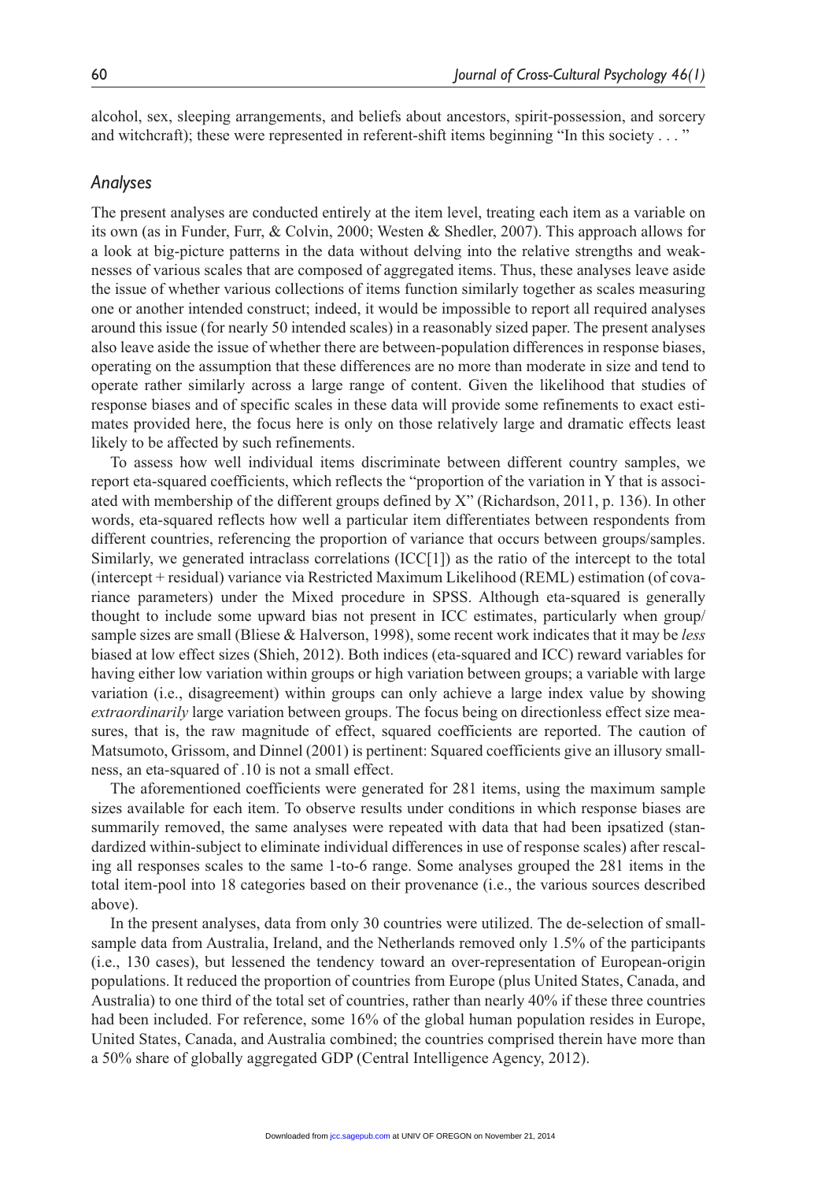alcohol, sex, sleeping arrangements, and beliefs about ancestors, spirit-possession, and sorcery and witchcraft); these were represented in referent-shift items beginning "In this society . . . "

### *Analyses*

The present analyses are conducted entirely at the item level, treating each item as a variable on its own (as in Funder, Furr, & Colvin, 2000; Westen & Shedler, 2007). This approach allows for a look at big-picture patterns in the data without delving into the relative strengths and weaknesses of various scales that are composed of aggregated items. Thus, these analyses leave aside the issue of whether various collections of items function similarly together as scales measuring one or another intended construct; indeed, it would be impossible to report all required analyses around this issue (for nearly 50 intended scales) in a reasonably sized paper. The present analyses also leave aside the issue of whether there are between-population differences in response biases, operating on the assumption that these differences are no more than moderate in size and tend to operate rather similarly across a large range of content. Given the likelihood that studies of response biases and of specific scales in these data will provide some refinements to exact estimates provided here, the focus here is only on those relatively large and dramatic effects least likely to be affected by such refinements.

To assess how well individual items discriminate between different country samples, we report eta-squared coefficients, which reflects the "proportion of the variation in Y that is associated with membership of the different groups defined by X" (Richardson, 2011, p. 136). In other words, eta-squared reflects how well a particular item differentiates between respondents from different countries, referencing the proportion of variance that occurs between groups/samples. Similarly, we generated intraclass correlations (ICC[1]) as the ratio of the intercept to the total (intercept + residual) variance via Restricted Maximum Likelihood (REML) estimation (of covariance parameters) under the Mixed procedure in SPSS. Although eta-squared is generally thought to include some upward bias not present in ICC estimates, particularly when group/sample sizes are small (Bliese & Halverson, 1998), some recent work indicates that it may be *less* biased at low effect sizes (Shieh, 2012). Both indices (eta-squared and ICC) reward variables for having either low variation within groups or high variation between groups; a variable with large variation (i.e., disagreement) within groups can only achieve a large index value by showing *extraordinarily* large variation between groups. The focus being on directionless effect size measures, that is, the raw magnitude of effect, squared coefficients are reported. The caution of Matsumoto, Grissom, and Dinnel (2001) is pertinent: Squared coefficients give an illusory smallness, an eta-squared of .10 is not a small effect.

The aforementioned coefficients were generated for 281 items, using the maximum sample sizes available for each item. To observe results under conditions in which response biases are summarily removed, the same analyses were repeated with data that had been ipsatized (standardized within-subject to eliminate individual differences in use of response scales) after rescaling all responses scales to the same 1-to-6 range. Some analyses grouped the 281 items in the total item-pool into 18 categories based on their provenance (i.e., the various sources described above).

In the present analyses, data from only 30 countries were utilized. The de-selection of small-sample data from Australia, Ireland, and the Netherlands removed only 1.5% of the participants (i.e., 130 cases), but lessened the tendency toward an over-representation of European-origin populations. It reduced the proportion of countries from Europe (plus United States, Canada, and Australia) to one third of the total set of countries, rather than nearly 40% if these three countries had been included. For reference, some 16% of the global human population resides in Europe, United States, Canada, and Australia combined; the countries comprised therein have more than a 50% share of globally aggregated GDP (Central Intelligence Agency, 2012).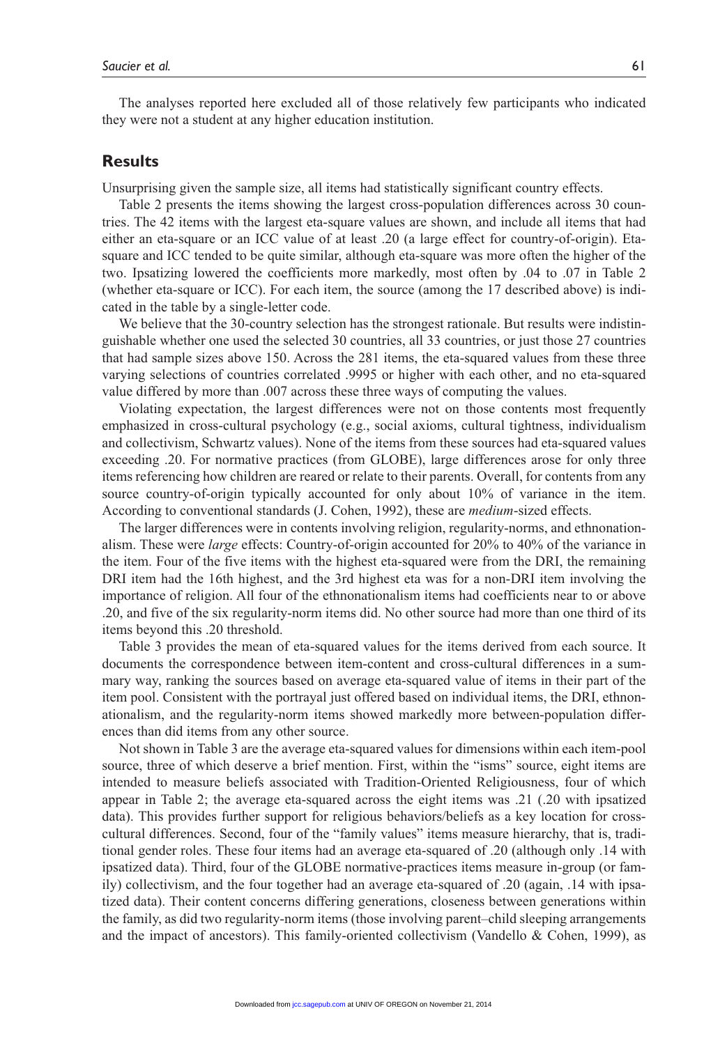The analyses reported here excluded all of those relatively few participants who indicated they were not a student at any higher education institution.

## Results

Unsurprising given the sample size, all items had statistically significant country effects.

Table 2 presents the items showing the largest cross-population differences across 30 countries. The 42 items with the largest eta-square values are shown, and include all items that had either an eta-square or an ICC value of at least .20 (a large effect for country-of-origin). Eta-square and ICC tended to be quite similar, although eta-square was more often the higher of the two. Ipsatizing lowered the coefficients more markedly, most often by .04 to .07 in Table 2 (whether eta-square or ICC). For each item, the source (among the 17 described above) is indicated in the table by a single-letter code.

We believe that the 30-country selection has the strongest rationale. But results were indistinguishable whether one used the selected 30 countries, all 33 countries, or just those 27 countries that had sample sizes above 150. Across the 281 items, the eta-squared values from these three varying selections of countries correlated .9995 or higher with each other, and no eta-squared value differed by more than .007 across these three ways of computing the values.

Violating expectation, the largest differences were not on those contents most frequently emphasized in cross-cultural psychology (e.g., social axioms, cultural tightness, individualism and collectivism, Schwartz values). None of the items from these sources had eta-squared values exceeding .20. For normative practices (from GLOBE), large differences arose for only three items referencing how children are reared or relate to their parents. Overall, for contents from any source country-of-origin typically accounted for only about 10% of variance in the item. According to conventional standards (J. Cohen, 1992), these are *medium*-sized effects.

The larger differences were in contents involving religion, regularity-norms, and ethnonationalism. These were *large* effects: Country-of-origin accounted for 20% to 40% of the variance in the item. Four of the five items with the highest eta-squared were from the DRI, the remaining DRI item had the 16th highest, and the 3rd highest eta was for a non-DRI item involving the importance of religion. All four of the ethnonationalism items had coefficients near to or above .20, and five of the six regularity-norm items did. No other source had more than one third of its items beyond this .20 threshold.

Table 3 provides the mean of eta-squared values for the items derived from each source. It documents the correspondence between item-content and cross-cultural differences in a summary way, ranking the sources based on average eta-squared value of items in their part of the item pool. Consistent with the portrayal just offered based on individual items, the DRI, ethnonationalism, and the regularity-norm items showed markedly more between-population differences than did items from any other source.

Not shown in Table 3 are the average eta-squared values for dimensions within each item-pool source, three of which deserve a brief mention. First, within the "isms" source, eight items are intended to measure beliefs associated with Tradition-Oriented Religiousness, four of which appear in Table 2; the average eta-squared across the eight items was .21 (.20 with ipsatized data). This provides further support for religious behaviors/beliefs as a key location for cross-cultural differences. Second, four of the "family values" items measure hierarchy, that is, traditional gender roles. These four items had an average eta-squared of .20 (although only .14 with ipsatized data). Third, four of the GLOBE normative-practices items measure in-group (or family) collectivism, and the four together had an average eta-squared of .20 (again, .14 with ipsatized data). Their content concerns differing generations, closeness between generations within the family, as did two regularity-norm items (those involving parent–child sleeping arrangements and the impact of ancestors). This family-oriented collectivism (Vandello & Cohen, 1999), as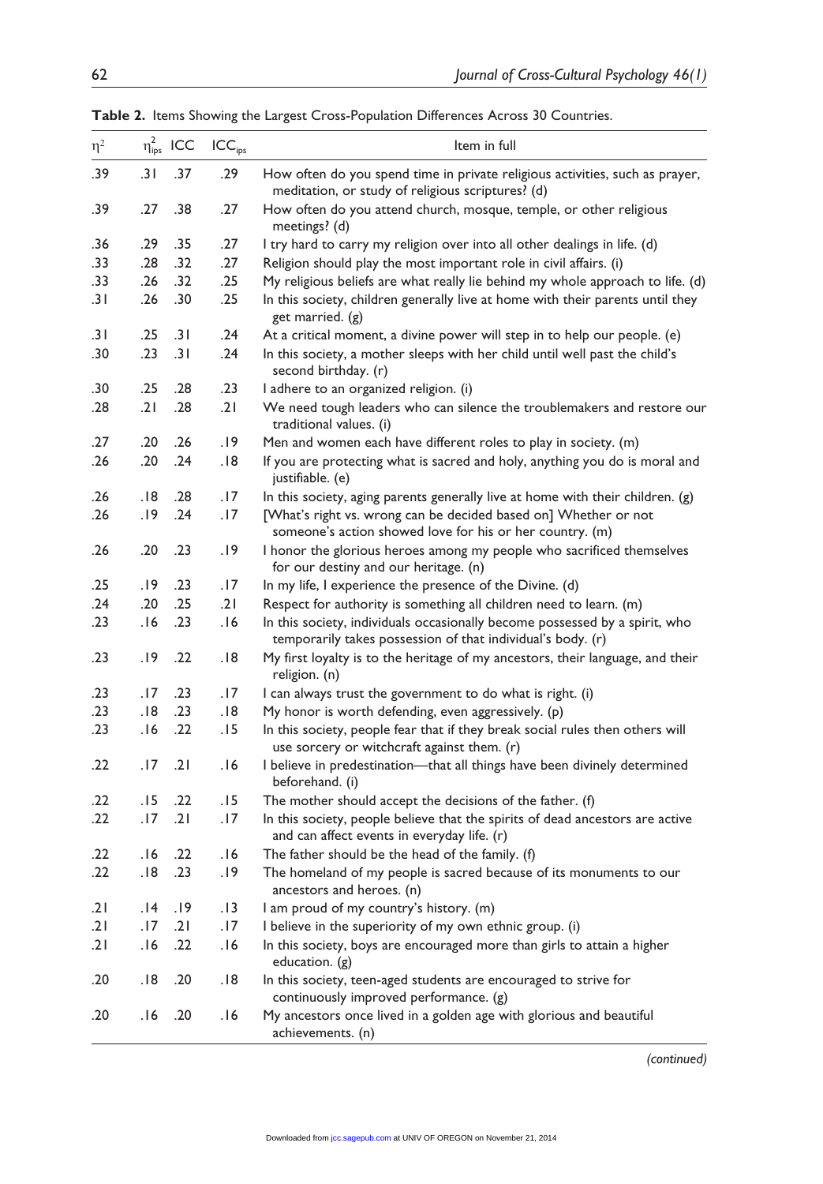**Table 2.** Items Showing the Largest Cross-Population Differences Across 30 Countries.

| $\eta^2$ | $\eta^2_{ips}$ | ICC | $ICC_{ips}$ | Item in full |
|---|---|---|---|---|
| .39 | .31 | .37 | .29 | How often do you spend time in private religious activities, such as prayer, meditation, or study of religious scriptures? (d) |
| .39 | .27 | .38 | .27 | How often do you attend church, mosque, temple, or other religious meetings? (d) |
| .36 | .29 | .35 | .27 | I try hard to carry my religion over into all other dealings in life. (d) |
| .33 | .28 | .32 | .27 | Religion should play the most important role in civil affairs. (i) |
| .33 | .26 | .32 | .25 | My religious beliefs are what really lie behind my whole approach to life. (d) |
| .31 | .26 | .30 | .25 | In this society, children generally live at home with their parents until they get married. (g) |
| .31 | .25 | .31 | .24 | At a critical moment, a divine power will step in to help our people. (e) |
| .30 | .23 | .31 | .24 | In this society, a mother sleeps with her child until well past the child's second birthday. (r) |
| .30 | .25 | .28 | .23 | I adhere to an organized religion. (i) |
| .28 | .21 | .28 | .21 | We need tough leaders who can silence the troublemakers and restore our traditional values. (i) |
| .27 | .20 | .26 | .19 | Men and women each have different roles to play in society. (m) |
| .26 | .20 | .24 | .18 | If you are protecting what is sacred and holy, anything you do is moral and justifiable. (e) |
| .26 | .18 | .28 | .17 | In this society, aging parents generally live at home with their children. (g) |
| .26 | .19 | .24 | .17 | [What's right vs. wrong can be decided based on] Whether or not someone's action showed love for his or her country. (m) |
| .26 | .20 | .23 | .19 | I honor the glorious heroes among my people who sacrificed themselves for our destiny and our heritage. (n) |
| .25 | .19 | .23 | .17 | In my life, I experience the presence of the Divine. (d) |
| .24 | .20 | .25 | .21 | Respect for authority is something all children need to learn. (m) |
| .23 | .16 | .23 | .16 | In this society, individuals occasionally become possessed by a spirit, who temporarily takes possession of that individual's body. (r) |
| .23 | .19 | .22 | .18 | My first loyalty is to the heritage of my ancestors, their language, and their religion. (n) |
| .23 | .17 | .23 | .17 | I can always trust the government to do what is right. (i) |
| .23 | .18 | .23 | .18 | My honor is worth defending, even aggressively. (p) |
| .23 | .16 | .22 | .15 | In this society, people fear that if they break social rules then others will use sorcery or witchcraft against them. (r) |
| .22 | .17 | .21 | .16 | I believe in predestination—that all things have been divinely determined beforehand. (i) |
| .22 | .15 | .22 | .15 | The mother should accept the decisions of the father. (f) |
| .22 | .17 | .21 | .17 | In this society, people believe that the spirits of dead ancestors are active and can affect events in everyday life. (r) |
| .22 | .16 | .22 | .16 | The father should be the head of the family. (f) |
| .22 | .18 | .23 | .19 | The homeland of my people is sacred because of its monuments to our ancestors and heroes. (n) |
| .21 | .14 | .19 | .13 | I am proud of my country's history. (m) |
| .21 | .17 | .21 | .17 | I believe in the superiority of my own ethnic group. (i) |
| .21 | .16 | .22 | .16 | In this society, boys are encouraged more than girls to attain a higher education. (g) |
| .20 | .18 | .20 | .18 | In this society, teen-aged students are encouraged to strive for continuously improved performance. (g) |
| .20 | .16 | .20 | .16 | My ancestors once lived in a golden age with glorious and beautiful achievements. (n) |

*(continued)*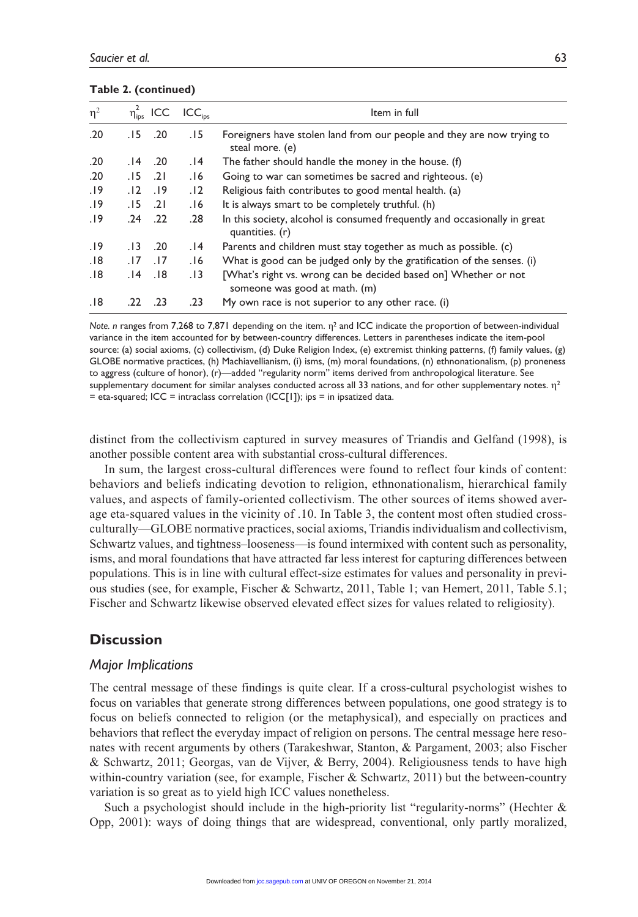**Table 2. (continued)**

| $\eta^2$ | $\eta^2_{ips}$ | ICC | $ICC_{ips}$ | Item in full |
|---|---|---|---|---|
| .20 | .15 | .20 | .15 | Foreigners have stolen land from our people and they are now trying to steal more. (e) |
| .20 | .14 | .20 | .14 | The father should handle the money in the house. (f) |
| .20 | .15 | .21 | .16 | Going to war can sometimes be sacred and righteous. (e) |
| .19 | .12 | .19 | .12 | Religious faith contributes to good mental health. (a) |
| .19 | .15 | .21 | .16 | It is always smart to be completely truthful. (h) |
| .19 | .24 | .22 | .28 | In this society, alcohol is consumed frequently and occasionally in great quantities. (r) |
| .19 | .13 | .20 | .14 | Parents and children must stay together as much as possible. (c) |
| .18 | .17 | .17 | .16 | What is good can be judged only by the gratification of the senses. (i) |
| .18 | .14 | .18 | .13 | [What's right vs. wrong can be decided based on] Whether or not someone was good at math. (m) |
| .18 | .22 | .23 | .23 | My own race is not superior to any other race. (i) |

*Note. n* ranges from 7,268 to 7,871 depending on the item. $\eta^2$ and ICC indicate the proportion of between-individual variance in the item accounted for by between-country differences. Letters in parentheses indicate the item-pool source: (a) social axioms, (c) collectivism, (d) Duke Religion Index, (e) extremist thinking patterns, (f) family values, (g) GLOBE normative practices, (h) Machiavellianism, (i) isms, (m) moral foundations, (n) ethnonationalism, (p) proneness to aggress (culture of honor), (r)—added "regularity norm" items derived from anthropological literature. See supplementary document for similar analyses conducted across all 33 nations, and for other supplementary notes. $\eta^2$ = eta-squared; ICC = intraclass correlation (ICC[1]); ips = in ipsatized data.

distinct from the collectivism captured in survey measures of Triandis and Gelfand (1998), is another possible content area with substantial cross-cultural differences.

In sum, the largest cross-cultural differences were found to reflect four kinds of content: behaviors and beliefs indicating devotion to religion, ethnonationalism, hierarchical family values, and aspects of family-oriented collectivism. The other sources of items showed average eta-squared values in the vicinity of .10. In Table 3, the content most often studied cross-culturally—GLOBE normative practices, social axioms, Triandis individualism and collectivism, Schwartz values, and tightness–looseness—is found intermixed with content such as personality, isms, and moral foundations that have attracted far less interest for capturing differences between populations. This is in line with cultural effect-size estimates for values and personality in previous studies (see, for example, Fischer & Schwartz, 2011, Table 1; van Hemert, 2011, Table 5.1; Fischer and Schwartz likewise observed elevated effect sizes for values related to religiosity).

## Discussion

### *Major Implications*

The central message of these findings is quite clear. If a cross-cultural psychologist wishes to focus on variables that generate strong differences between populations, one good strategy is to focus on beliefs connected to religion (or the metaphysical), and especially on practices and behaviors that reflect the everyday impact of religion on persons. The central message here resonates with recent arguments by others (Tarakeshwar, Stanton, & Pargament, 2003; also Fischer & Schwartz, 2011; Georgas, van de Vijver, & Berry, 2004). Religiousness tends to have high within-country variation (see, for example, Fischer & Schwartz, 2011) but the between-country variation is so great as to yield high ICC values nonetheless.

Such a psychologist should include in the high-priority list "regularity-norms" (Hechter & Opp, 2001): ways of doing things that are widespread, conventional, only partly moralized,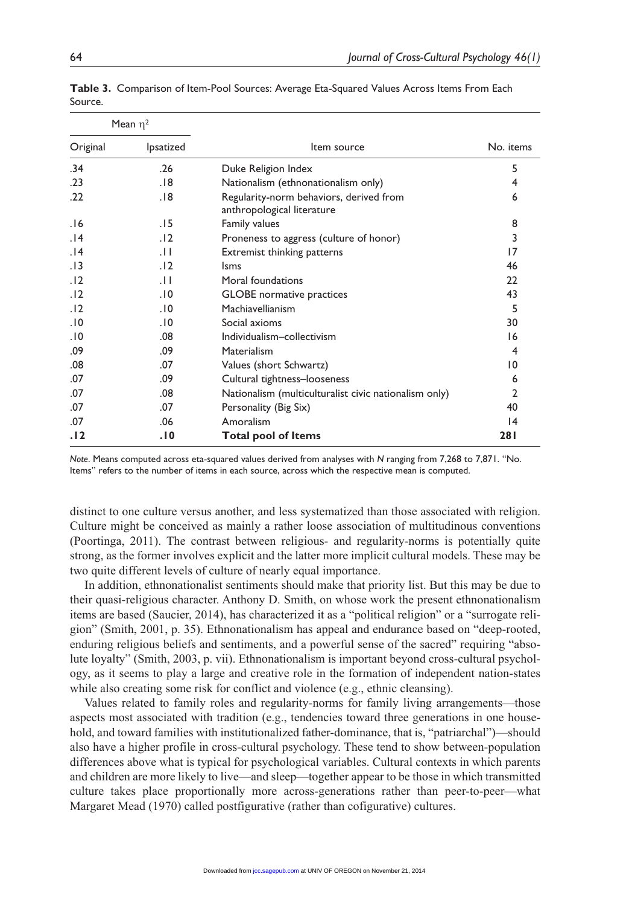**Table 3.** Comparison of Item-Pool Sources: Average Eta-Squared Values Across Items From Each Source.

| Mean $\eta^2$ | | | |
|---|---|---|---|
| Original | Ipsatized | Item source | No. items |
| .34 | .26 | Duke Religion Index | 5 |
| .23 | .18 | Nationalism (ethnonationalism only) | 4 |
| .22 | .18 | Regularity-norm behaviors, derived from anthropological literature | 6 |
| .16 | .15 | Family values | 8 |
| .14 | .12 | Proneness to aggress (culture of honor) | 3 |
| .14 | .11 | Extremist thinking patterns | 17 |
| .13 | .12 | Isms | 46 |
| .12 | .11 | Moral foundations | 22 |
| .12 | .10 | GLOBE normative practices | 43 |
| .12 | .10 | Machiavellianism | 5 |
| .10 | .10 | Social axioms | 30 |
| .10 | .08 | Individualism–collectivism | 16 |
| .09 | .09 | Materialism | 4 |
| .08 | .07 | Values (short Schwartz) | 10 |
| .07 | .09 | Cultural tightness–looseness | 6 |
| .07 | .08 | Nationalism (multiculturalist civic nationalism only) | 2 |
| .07 | .07 | Personality (Big Six) | 40 |
| .07 | .06 | Amoralism | 14 |
| **.12** | **.10** | **Total pool of Items** | **281** |

*Note*. Means computed across eta-squared values derived from analyses with *N* ranging from 7,268 to 7,871. "No. Items" refers to the number of items in each source, across which the respective mean is computed.

distinct to one culture versus another, and less systematized than those associated with religion. Culture might be conceived as mainly a rather loose association of multitudinous conventions (Poortinga, 2011). The contrast between religious- and regularity-norms is potentially quite strong, as the former involves explicit and the latter more implicit cultural models. These may be two quite different levels of culture of nearly equal importance.

In addition, ethnonationalist sentiments should make that priority list. But this may be due to their quasi-religious character. Anthony D. Smith, on whose work the present ethnonationalism items are based (Saucier, 2014), has characterized it as a "political religion" or a "surrogate religion" (Smith, 2001, p. 35). Ethnonationalism has appeal and endurance based on "deep-rooted, enduring religious beliefs and sentiments, and a powerful sense of the sacred" requiring "absolute loyalty" (Smith, 2003, p. vii). Ethnonationalism is important beyond cross-cultural psychology, as it seems to play a large and creative role in the formation of independent nation-states while also creating some risk for conflict and violence (e.g., ethnic cleansing).

Values related to family roles and regularity-norms for family living arrangements—those aspects most associated with tradition (e.g., tendencies toward three generations in one household, and toward families with institutionalized father-dominance, that is, "patriarchal")—should also have a higher profile in cross-cultural psychology. These tend to show between-population differences above what is typical for psychological variables. Cultural contexts in which parents and children are more likely to live—and sleep—together appear to be those in which transmitted culture takes place proportionally more across-generations rather than peer-to-peer—what Margaret Mead (1970) called postfigurative (rather than cofigurative) cultures.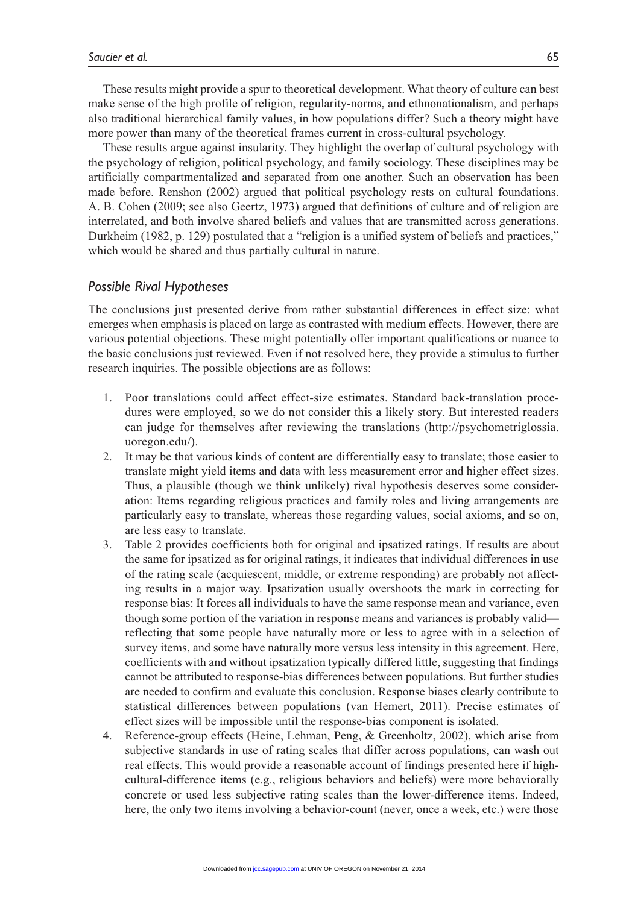These results might provide a spur to theoretical development. What theory of culture can best make sense of the high profile of religion, regularity-norms, and ethnonationalism, and perhaps also traditional hierarchical family values, in how populations differ? Such a theory might have more power than many of the theoretical frames current in cross-cultural psychology.

These results argue against insularity. They highlight the overlap of cultural psychology with the psychology of religion, political psychology, and family sociology. These disciplines may be artificially compartmentalized and separated from one another. Such an observation has been made before. Renshon (2002) argued that political psychology rests on cultural foundations. A. B. Cohen (2009; see also Geertz, 1973) argued that definitions of culture and of religion are interrelated, and both involve shared beliefs and values that are transmitted across generations. Durkheim (1982, p. 129) postulated that a "religion is a unified system of beliefs and practices," which would be shared and thus partially cultural in nature.

### *Possible Rival Hypotheses*

The conclusions just presented derive from rather substantial differences in effect size: what emerges when emphasis is placed on large as contrasted with medium effects. However, there are various potential objections. These might potentially offer important qualifications or nuance to the basic conclusions just reviewed. Even if not resolved here, they provide a stimulus to further research inquiries. The possible objections are as follows:

1. Poor translations could affect effect-size estimates. Standard back-translation procedures were employed, so we do not consider this a likely story. But interested readers can judge for themselves after reviewing the translations (http://psychometriglossia.uoregon.edu/).
2. It may be that various kinds of content are differentially easy to translate; those easier to translate might yield items and data with less measurement error and higher effect sizes. Thus, a plausible (though we think unlikely) rival hypothesis deserves some consideration: Items regarding religious practices and family roles and living arrangements are particularly easy to translate, whereas those regarding values, social axioms, and so on, are less easy to translate.
3. Table 2 provides coefficients both for original and ipsatized ratings. If results are about the same for ipsatized as for original ratings, it indicates that individual differences in use of the rating scale (acquiescent, middle, or extreme responding) are probably not affecting results in a major way. Ipsatization usually overshoots the mark in correcting for response bias: It forces all individuals to have the same response mean and variance, even though some portion of the variation in response means and variances is probably valid—reflecting that some people have naturally more or less to agree with in a selection of survey items, and some have naturally more versus less intensity in this agreement. Here, coefficients with and without ipsatization typically differed little, suggesting that findings cannot be attributed to response-bias differences between populations. But further studies are needed to confirm and evaluate this conclusion. Response biases clearly contribute to statistical differences between populations (van Hemert, 2011). Precise estimates of effect sizes will be impossible until the response-bias component is isolated.
4. Reference-group effects (Heine, Lehman, Peng, & Greenholtz, 2002), which arise from subjective standards in use of rating scales that differ across populations, can wash out real effects. This would provide a reasonable account of findings presented here if high-cultural-difference items (e.g., religious behaviors and beliefs) were more behaviorally concrete or used less subjective rating scales than the lower-difference items. Indeed, here, the only two items involving a behavior-count (never, once a week, etc.) were those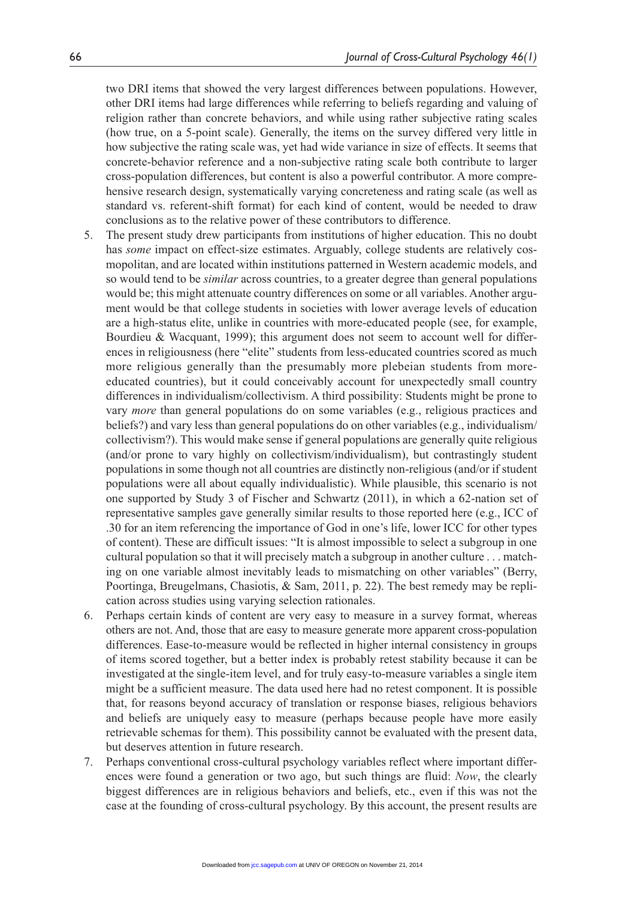two DRI items that showed the very largest differences between populations. However, other DRI items had large differences while referring to beliefs regarding and valuing of religion rather than concrete behaviors, and while using rather subjective rating scales (how true, on a 5-point scale). Generally, the items on the survey differed very little in how subjective the rating scale was, yet had wide variance in size of effects. It seems that concrete-behavior reference and a non-subjective rating scale both contribute to larger cross-population differences, but content is also a powerful contributor. A more comprehensive research design, systematically varying concreteness and rating scale (as well as standard vs. referent-shift format) for each kind of content, would be needed to draw conclusions as to the relative power of these contributors to difference.

5. The present study drew participants from institutions of higher education. This no doubt has *some* impact on effect-size estimates. Arguably, college students are relatively cosmopolitan, and are located within institutions patterned in Western academic models, and so would tend to be *similar* across countries, to a greater degree than general populations would be; this might attenuate country differences on some or all variables. Another argument would be that college students in societies with lower average levels of education are a high-status elite, unlike in countries with more-educated people (see, for example, Bourdieu & Wacquant, 1999); this argument does not seem to account well for differences in religiousness (here "elite" students from less-educated countries scored as much more religious generally than the presumably more plebeian students from more-educated countries), but it could conceivably account for unexpectedly small country differences in individualism/collectivism. A third possibility: Students might be prone to vary *more* than general populations do on some variables (e.g., religious practices and beliefs?) and vary less than general populations do on other variables (e.g., individualism/collectivism?). This would make sense if general populations are generally quite religious (and/or prone to vary highly on collectivism/individualism), but contrastingly student populations in some though not all countries are distinctly non-religious (and/or if student populations were all about equally individualistic). While plausible, this scenario is not one supported by Study 3 of Fischer and Schwartz (2011), in which a 62-nation set of representative samples gave generally similar results to those reported here (e.g., ICC of .30 for an item referencing the importance of God in one's life, lower ICC for other types of content). These are difficult issues: "It is almost impossible to select a subgroup in one cultural population so that it will precisely match a subgroup in another culture . . . matching on one variable almost inevitably leads to mismatching on other variables" (Berry, Poortinga, Breugelmans, Chasiotis, & Sam, 2011, p. 22). The best remedy may be replication across studies using varying selection rationales.

6. Perhaps certain kinds of content are very easy to measure in a survey format, whereas others are not. And, those that are easy to measure generate more apparent cross-population differences. Ease-to-measure would be reflected in higher internal consistency in groups of items scored together, but a better index is probably retest stability because it can be investigated at the single-item level, and for truly easy-to-measure variables a single item might be a sufficient measure. The data used here had no retest component. It is possible that, for reasons beyond accuracy of translation or response biases, religious behaviors and beliefs are uniquely easy to measure (perhaps because people have more easily retrievable schemas for them). This possibility cannot be evaluated with the present data, but deserves attention in future research.

7. Perhaps conventional cross-cultural psychology variables reflect where important differences were found a generation or two ago, but such things are fluid: *Now*, the clearly biggest differences are in religious behaviors and beliefs, etc., even if this was not the case at the founding of cross-cultural psychology. By this account, the present results are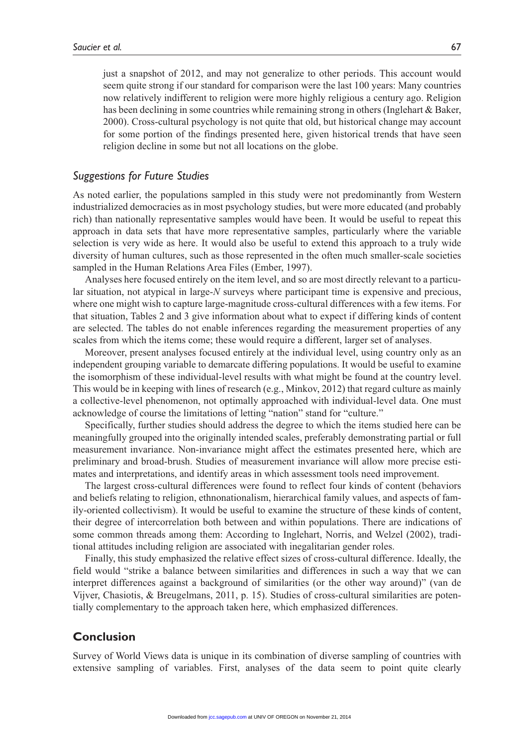just a snapshot of 2012, and may not generalize to other periods. This account would seem quite strong if our standard for comparison were the last 100 years: Many countries now relatively indifferent to religion were more highly religious a century ago. Religion has been declining in some countries while remaining strong in others (Inglehart & Baker, 2000). Cross-cultural psychology is not quite that old, but historical change may account for some portion of the findings presented here, given historical trends that have seen religion decline in some but not all locations on the globe.

## *Suggestions for Future Studies*

As noted earlier, the populations sampled in this study were not predominantly from Western industrialized democracies as in most psychology studies, but were more educated (and probably rich) than nationally representative samples would have been. It would be useful to repeat this approach in data sets that have more representative samples, particularly where the variable selection is very wide as here. It would also be useful to extend this approach to a truly wide diversity of human cultures, such as those represented in the often much smaller-scale societies sampled in the Human Relations Area Files (Ember, 1997).

Analyses here focused entirely on the item level, and so are most directly relevant to a particular situation, not atypical in large-*N* surveys where participant time is expensive and precious, where one might wish to capture large-magnitude cross-cultural differences with a few items. For that situation, Tables 2 and 3 give information about what to expect if differing kinds of content are selected. The tables do not enable inferences regarding the measurement properties of any scales from which the items come; these would require a different, larger set of analyses.

Moreover, present analyses focused entirely at the individual level, using country only as an independent grouping variable to demarcate differing populations. It would be useful to examine the isomorphism of these individual-level results with what might be found at the country level. This would be in keeping with lines of research (e.g., Minkov, 2012) that regard culture as mainly a collective-level phenomenon, not optimally approached with individual-level data. One must acknowledge of course the limitations of letting "nation" stand for "culture."

Specifically, further studies should address the degree to which the items studied here can be meaningfully grouped into the originally intended scales, preferably demonstrating partial or full measurement invariance. Non-invariance might affect the estimates presented here, which are preliminary and broad-brush. Studies of measurement invariance will allow more precise estimates and interpretations, and identify areas in which assessment tools need improvement.

The largest cross-cultural differences were found to reflect four kinds of content (behaviors and beliefs relating to religion, ethnonationalism, hierarchical family values, and aspects of family-oriented collectivism). It would be useful to examine the structure of these kinds of content, their degree of intercorrelation both between and within populations. There are indications of some common threads among them: According to Inglehart, Norris, and Welzel (2002), traditional attitudes including religion are associated with inegalitarian gender roles.

Finally, this study emphasized the relative effect sizes of cross-cultural difference. Ideally, the field would "strike a balance between similarities and differences in such a way that we can interpret differences against a background of similarities (or the other way around)" (van de Vijver, Chasiotis, & Breugelmans, 2011, p. 15). Studies of cross-cultural similarities are potentially complementary to the approach taken here, which emphasized differences.

## Conclusion

Survey of World Views data is unique in its combination of diverse sampling of countries with extensive sampling of variables. First, analyses of the data seem to point quite clearly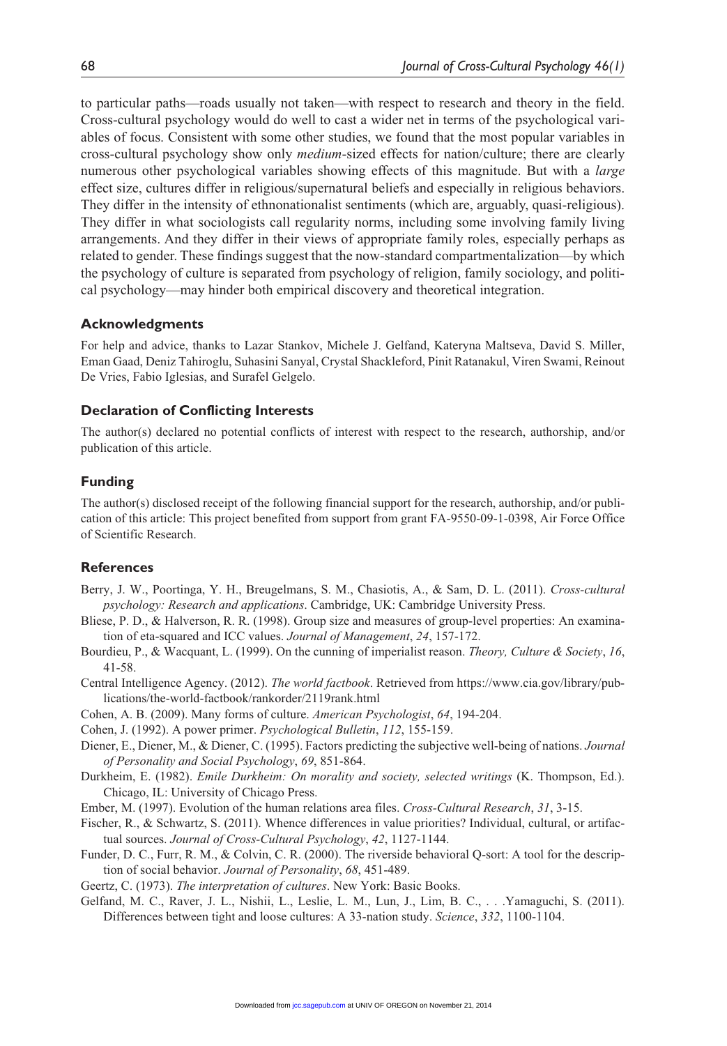to particular paths—roads usually not taken—with respect to research and theory in the field. Cross-cultural psychology would do well to cast a wider net in terms of the psychological variables of focus. Consistent with some other studies, we found that the most popular variables in cross-cultural psychology show only *medium*-sized effects for nation/culture; there are clearly numerous other psychological variables showing effects of this magnitude. But with a *large* effect size, cultures differ in religious/supernatural beliefs and especially in religious behaviors. They differ in the intensity of ethnonationalist sentiments (which are, arguably, quasi-religious). They differ in what sociologists call regularity norms, including some involving family living arrangements. And they differ in their views of appropriate family roles, especially perhaps as related to gender. These findings suggest that the now-standard compartmentalization—by which the psychology of culture is separated from psychology of religion, family sociology, and political psychology—may hinder both empirical discovery and theoretical integration.

## Acknowledgments

For help and advice, thanks to Lazar Stankov, Michele J. Gelfand, Kateryna Maltseva, David S. Miller, Eman Gaad, Deniz Tahiroglu, Suhasini Sanyal, Crystal Shackleford, Pinit Ratanakul, Viren Swami, Reinout De Vries, Fabio Iglesias, and Surafel Gelgelo.

## Declaration of Conflicting Interests

The author(s) declared no potential conflicts of interest with respect to the research, authorship, and/or publication of this article.

## Funding

The author(s) disclosed receipt of the following financial support for the research, authorship, and/or publication of this article: This project benefited from support from grant FA-9550-09-1-0398, Air Force Office of Scientific Research.

## References

Berry, J. W., Poortinga, Y. H., Breugelmans, S. M., Chasiotis, A., & Sam, D. L. (2011). *Cross-cultural psychology: Research and applications*. Cambridge, UK: Cambridge University Press.

Bliese, P. D., & Halverson, R. R. (1998). Group size and measures of group-level properties: An examination of eta-squared and ICC values. *Journal of Management*, *24*, 157-172.

Bourdieu, P., & Wacquant, L. (1999). On the cunning of imperialist reason. *Theory, Culture & Society*, *16*, 41-58.

Central Intelligence Agency. (2012). *The world factbook*. Retrieved from https://www.cia.gov/library/publications/the-world-factbook/rankorder/2119rank.html

Cohen, A. B. (2009). Many forms of culture. *American Psychologist*, *64*, 194-204.

Cohen, J. (1992). A power primer. *Psychological Bulletin*, *112*, 155-159.

Diener, E., Diener, M., & Diener, C. (1995). Factors predicting the subjective well-being of nations. *Journal of Personality and Social Psychology*, *69*, 851-864.

Durkheim, E. (1982). *Emile Durkheim: On morality and society, selected writings* (K. Thompson, Ed.). Chicago, IL: University of Chicago Press.

Ember, M. (1997). Evolution of the human relations area files. *Cross-Cultural Research*, *31*, 3-15.

Fischer, R., & Schwartz, S. (2011). Whence differences in value priorities? Individual, cultural, or artifactual sources. *Journal of Cross-Cultural Psychology*, *42*, 1127-1144.

Funder, D. C., Furr, R. M., & Colvin, C. R. (2000). The riverside behavioral Q-sort: A tool for the description of social behavior. *Journal of Personality*, *68*, 451-489.

Geertz, C. (1973). *The interpretation of cultures*. New York: Basic Books.

Gelfand, M. C., Raver, J. L., Nishii, L., Leslie, L. M., Lun, J., Lim, B. C., . . .Yamaguchi, S. (2011). Differences between tight and loose cultures: A 33-nation study. *Science*, *332*, 1100-1104.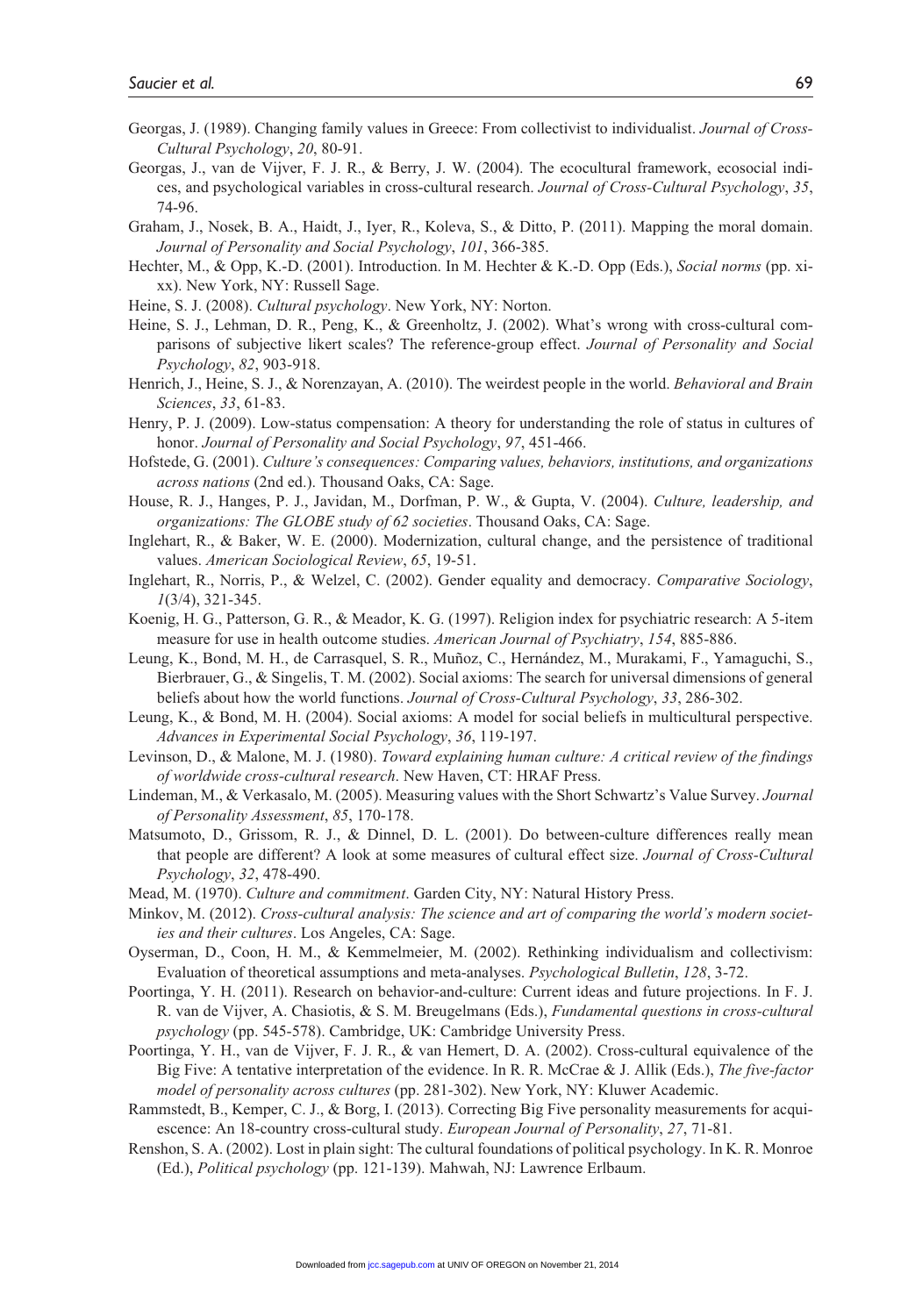Georgas, J. (1989). Changing family values in Greece: From collectivist to individualist. *Journal of Cross-Cultural Psychology*, *20*, 80-91.

Georgas, J., van de Vijver, F. J. R., & Berry, J. W. (2004). The ecocultural framework, ecosocial indices, and psychological variables in cross-cultural research. *Journal of Cross-Cultural Psychology*, *35*, 74-96.

Graham, J., Nosek, B. A., Haidt, J., Iyer, R., Koleva, S., & Ditto, P. (2011). Mapping the moral domain. *Journal of Personality and Social Psychology*, *101*, 366-385.

Hechter, M., & Opp, K.-D. (2001). Introduction. In M. Hechter & K.-D. Opp (Eds.), *Social norms* (pp. xi-xx). New York, NY: Russell Sage.

Heine, S. J. (2008). *Cultural psychology*. New York, NY: Norton.

Heine, S. J., Lehman, D. R., Peng, K., & Greenholtz, J. (2002). What's wrong with cross-cultural comparisons of subjective likert scales? The reference-group effect. *Journal of Personality and Social Psychology*, *82*, 903-918.

Henrich, J., Heine, S. J., & Norenzayan, A. (2010). The weirdest people in the world. *Behavioral and Brain Sciences*, *33*, 61-83.

Henry, P. J. (2009). Low-status compensation: A theory for understanding the role of status in cultures of honor. *Journal of Personality and Social Psychology*, *97*, 451-466.

Hofstede, G. (2001). *Culture's consequences: Comparing values, behaviors, institutions, and organizations across nations* (2nd ed.). Thousand Oaks, CA: Sage.

House, R. J., Hanges, P. J., Javidan, M., Dorfman, P. W., & Gupta, V. (2004). *Culture, leadership, and organizations: The GLOBE study of 62 societies*. Thousand Oaks, CA: Sage.

Inglehart, R., & Baker, W. E. (2000). Modernization, cultural change, and the persistence of traditional values. *American Sociological Review*, *65*, 19-51.

Inglehart, R., Norris, P., & Welzel, C. (2002). Gender equality and democracy. *Comparative Sociology*, *1*(3/4), 321-345.

Koenig, H. G., Patterson, G. R., & Meador, K. G. (1997). Religion index for psychiatric research: A 5-item measure for use in health outcome studies. *American Journal of Psychiatry*, *154*, 885-886.

Leung, K., Bond, M. H., de Carrasquel, S. R., Muñoz, C., Hernández, M., Murakami, F., Yamaguchi, S., Bierbrauer, G., & Singelis, T. M. (2002). Social axioms: The search for universal dimensions of general beliefs about how the world functions. *Journal of Cross-Cultural Psychology*, *33*, 286-302.

Leung, K., & Bond, M. H. (2004). Social axioms: A model for social beliefs in multicultural perspective. *Advances in Experimental Social Psychology*, *36*, 119-197.

Levinson, D., & Malone, M. J. (1980). *Toward explaining human culture: A critical review of the findings of worldwide cross-cultural research*. New Haven, CT: HRAF Press.

Lindeman, M., & Verkasalo, M. (2005). Measuring values with the Short Schwartz's Value Survey. *Journal of Personality Assessment*, *85*, 170-178.

Matsumoto, D., Grissom, R. J., & Dinnel, D. L. (2001). Do between-culture differences really mean that people are different? A look at some measures of cultural effect size. *Journal of Cross-Cultural Psychology*, *32*, 478-490.

Mead, M. (1970). *Culture and commitment*. Garden City, NY: Natural History Press.

Minkov, M. (2012). *Cross-cultural analysis: The science and art of comparing the world's modern societies and their cultures*. Los Angeles, CA: Sage.

Oyserman, D., Coon, H. M., & Kemmelmeier, M. (2002). Rethinking individualism and collectivism: Evaluation of theoretical assumptions and meta-analyses. *Psychological Bulletin*, *128*, 3-72.

Poortinga, Y. H. (2011). Research on behavior-and-culture: Current ideas and future projections. In F. J. R. van de Vijver, A. Chasiotis, & S. M. Breugelmans (Eds.), *Fundamental questions in cross-cultural psychology* (pp. 545-578). Cambridge, UK: Cambridge University Press.

Poortinga, Y. H., van de Vijver, F. J. R., & van Hemert, D. A. (2002). Cross-cultural equivalence of the Big Five: A tentative interpretation of the evidence. In R. R. McCrae & J. Allik (Eds.), *The five-factor model of personality across cultures* (pp. 281-302). New York, NY: Kluwer Academic.

Rammstedt, B., Kemper, C. J., & Borg, I. (2013). Correcting Big Five personality measurements for acquiescence: An 18-country cross-cultural study. *European Journal of Personality*, *27*, 71-81.

Renshon, S. A. (2002). Lost in plain sight: The cultural foundations of political psychology. In K. R. Monroe (Ed.), *Political psychology* (pp. 121-139). Mahwah, NJ: Lawrence Erlbaum.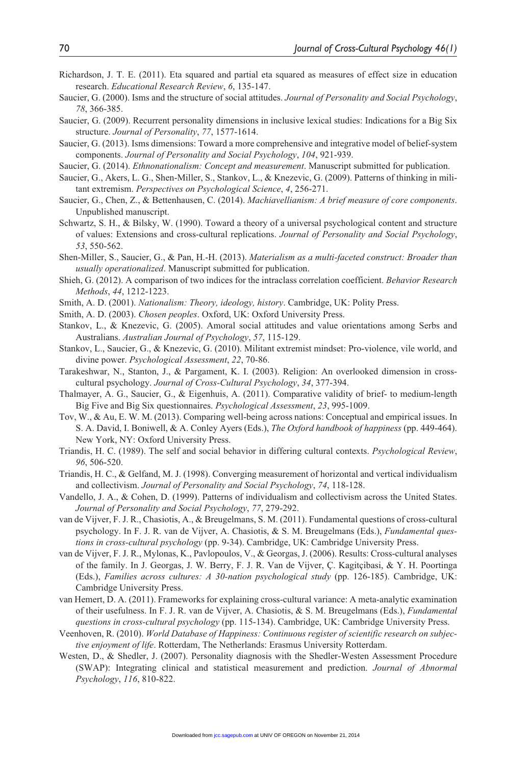Richardson, J. T. E. (2011). Eta squared and partial eta squared as measures of effect size in education research. *Educational Research Review*, *6*, 135-147.

Saucier, G. (2000). Isms and the structure of social attitudes. *Journal of Personality and Social Psychology*, *78*, 366-385.

Saucier, G. (2009). Recurrent personality dimensions in inclusive lexical studies: Indications for a Big Six structure. *Journal of Personality*, *77*, 1577-1614.

Saucier, G. (2013). Isms dimensions: Toward a more comprehensive and integrative model of belief-system components. *Journal of Personality and Social Psychology*, *104*, 921-939.

Saucier, G. (2014). *Ethnonationalism: Concept and measurement*. Manuscript submitted for publication.

Saucier, G., Akers, L. G., Shen-Miller, S., Stankov, L., & Knezevic, G. (2009). Patterns of thinking in militant extremism. *Perspectives on Psychological Science*, *4*, 256-271.

Saucier, G., Chen, Z., & Bettenhausen, C. (2014). *Machiavellianism: A brief measure of core components*. Unpublished manuscript.

Schwartz, S. H., & Bilsky, W. (1990). Toward a theory of a universal psychological content and structure of values: Extensions and cross-cultural replications. *Journal of Personality and Social Psychology*, *53*, 550-562.

Shen-Miller, S., Saucier, G., & Pan, H.-H. (2013). *Materialism as a multi-faceted construct: Broader than usually operationalized*. Manuscript submitted for publication.

Shieh, G. (2012). A comparison of two indices for the intraclass correlation coefficient. *Behavior Research Methods*, *44*, 1212-1223.

Smith, A. D. (2001). *Nationalism: Theory, ideology, history*. Cambridge, UK: Polity Press.

Smith, A. D. (2003). *Chosen peoples*. Oxford, UK: Oxford University Press.

Stankov, L., & Knezevic, G. (2005). Amoral social attitudes and value orientations among Serbs and Australians. *Australian Journal of Psychology*, *57*, 115-129.

Stankov, L., Saucier, G., & Knezevic, G. (2010). Militant extremist mindset: Pro-violence, vile world, and divine power. *Psychological Assessment*, *22*, 70-86.

Tarakeshwar, N., Stanton, J., & Pargament, K. I. (2003). Religion: An overlooked dimension in cross-cultural psychology. *Journal of Cross-Cultural Psychology*, *34*, 377-394.

Thalmayer, A. G., Saucier, G., & Eigenhuis, A. (2011). Comparative validity of brief- to medium-length Big Five and Big Six questionnaires. *Psychological Assessment*, *23*, 995-1009.

Tov, W., & Au, E. W. M. (2013). Comparing well-being across nations: Conceptual and empirical issues. In S. A. David, I. Boniwell, & A. Conley Ayers (Eds.), *The Oxford handbook of happiness* (pp. 449-464). New York, NY: Oxford University Press.

Triandis, H. C. (1989). The self and social behavior in differing cultural contexts. *Psychological Review*, *96*, 506-520.

Triandis, H. C., & Gelfand, M. J. (1998). Converging measurement of horizontal and vertical individualism and collectivism. *Journal of Personality and Social Psychology*, *74*, 118-128.

Vandello, J. A., & Cohen, D. (1999). Patterns of individualism and collectivism across the United States. *Journal of Personality and Social Psychology*, *77*, 279-292.

van de Vijver, F. J. R., Chasiotis, A., & Breugelmans, S. M. (2011). Fundamental questions of cross-cultural psychology. In F. J. R. van de Vijver, A. Chasiotis, & S. M. Breugelmans (Eds.), *Fundamental questions in cross-cultural psychology* (pp. 9-34). Cambridge, UK: Cambridge University Press.

van de Vijver, F. J. R., Mylonas, K., Pavlopoulos, V., & Georgas, J. (2006). Results: Cross-cultural analyses of the family. In J. Georgas, J. W. Berry, F. J. R. Van de Vijver, Ç. Kagitçibasi, & Y. H. Poortinga (Eds.), *Families across cultures: A 30-nation psychological study* (pp. 126-185). Cambridge, UK: Cambridge University Press.

van Hemert, D. A. (2011). Frameworks for explaining cross-cultural variance: A meta-analytic examination of their usefulness. In F. J. R. van de Vijver, A. Chasiotis, & S. M. Breugelmans (Eds.), *Fundamental questions in cross-cultural psychology* (pp. 115-134). Cambridge, UK: Cambridge University Press.

Veenhoven, R. (2010). *World Database of Happiness: Continuous register of scientific research on subjective enjoyment of life*. Rotterdam, The Netherlands: Erasmus University Rotterdam.

Westen, D., & Shedler, J. (2007). Personality diagnosis with the Shedler-Westen Assessment Procedure (SWAP): Integrating clinical and statistical measurement and prediction. *Journal of Abnormal Psychology*, *116*, 810-822.